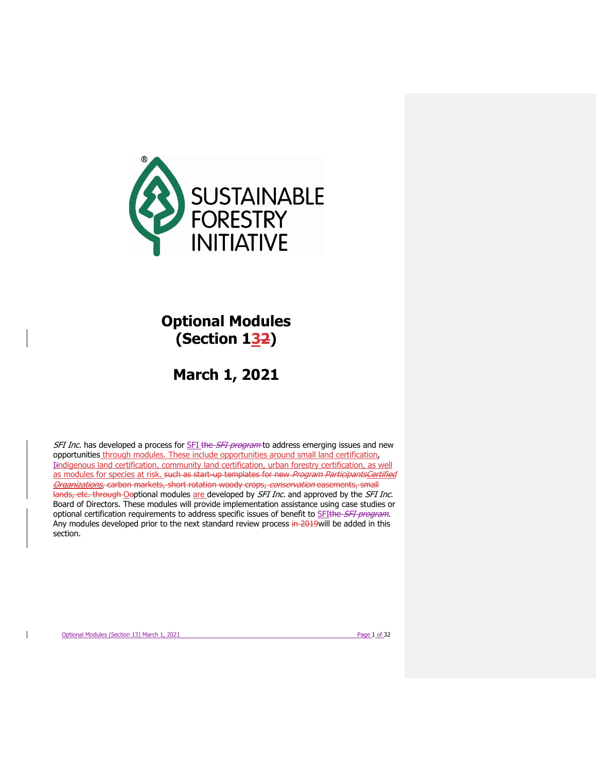# Optional Modules
# (Section 13~~2~~)

# March 1, 2021

*SFI Inc.* has developed a process for SFI ~~the *SFI program*~~ to address emerging issues and new opportunities through modules. These include opportunities around small land certification, I~~i~~ndigenous land certification, community land certification, urban forestry certification, as well as modules for species at risk. ~~such as start-up templates for new *Program ParticipantsCertified Organizations*, carbon markets, short rotation woody crops, *conservation* easements, small lands, etc. through O~~optional modules are developed by *SFI Inc.* and approved by the *SFI Inc.* Board of Directors. These modules will provide implementation assistance using case studies or optional certification requirements to address specific issues of benefit to SFI~~the *SFI program*~~. Any modules developed prior to the next standard review process ~~in 2019~~will be added in this section.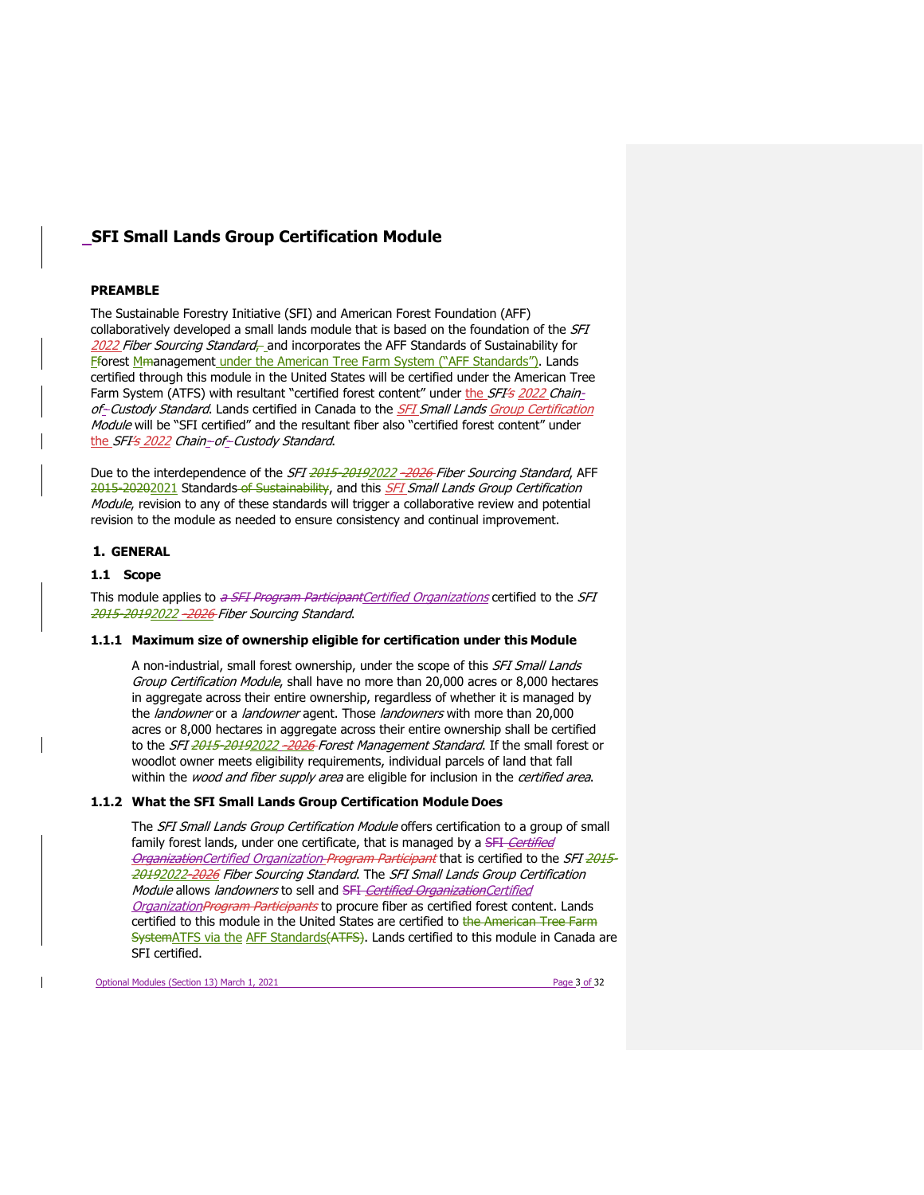# SFI Small Lands Group Certification Module

## PREAMBLE

The Sustainable Forestry Initiative (SFI) and American Forest Foundation (AFF) collaboratively developed a small lands module that is based on the foundation of the *SFI 2022 Fiber Sourcing Standard*, and incorporates the AFF Standards of Sustainability for Forest Management under the American Tree Farm System ("AFF Standards"). Lands certified through this module in the United States will be certified under the American Tree Farm System (ATFS) with resultant "certified forest content" under the *SFI 2022 Chain-of-Custody Standard*. Lands certified in Canada to the *SFI Small Lands Group Certification Module* will be "SFI certified" and the resultant fiber also "certified forest content" under the *SFI 2022 Chain-of-Custody Standard*.

Due to the interdependence of the *SFI 2022-2026 Fiber Sourcing Standard*, AFF 2021 Standards, and this *SFI Small Lands Group Certification Module*, revision to any of these standards will trigger a collaborative review and potential revision to the module as needed to ensure consistency and continual improvement.

## 1. GENERAL

### 1.1 Scope

This module applies to *Certified Organizations* certified to the *SFI 2022-2026 Fiber Sourcing Standard*.

#### 1.1.1 Maximum size of ownership eligible for certification under this Module

A non-industrial, small forest ownership, under the scope of this *SFI Small Lands Group Certification Module*, shall have no more than 20,000 acres or 8,000 hectares in aggregate across their entire ownership, regardless of whether it is managed by the *landowner* or a *landowner* agent. Those *landowners* with more than 20,000 acres or 8,000 hectares in aggregate across their entire ownership shall be certified to the *SFI 2022-2026 Forest Management Standard*. If the small forest or woodlot owner meets eligibility requirements, individual parcels of land that fall within the *wood and fiber supply area* are eligible for inclusion in the *certified area*.

#### 1.1.2 What the SFI Small Lands Group Certification Module Does

The *SFI Small Lands Group Certification Module* offers certification to a group of small family forest lands, under one certificate, that is managed by a *Certified Organization* that is certified to the *SFI 2022-2026 Fiber Sourcing Standard*. The *SFI Small Lands Group Certification Module* allows *landowners* to sell and *Certified Organization* to procure fiber as certified forest content. Lands certified to this module in the United States are certified to ATFS via the AFF Standards. Lands certified to this module in Canada are SFI certified.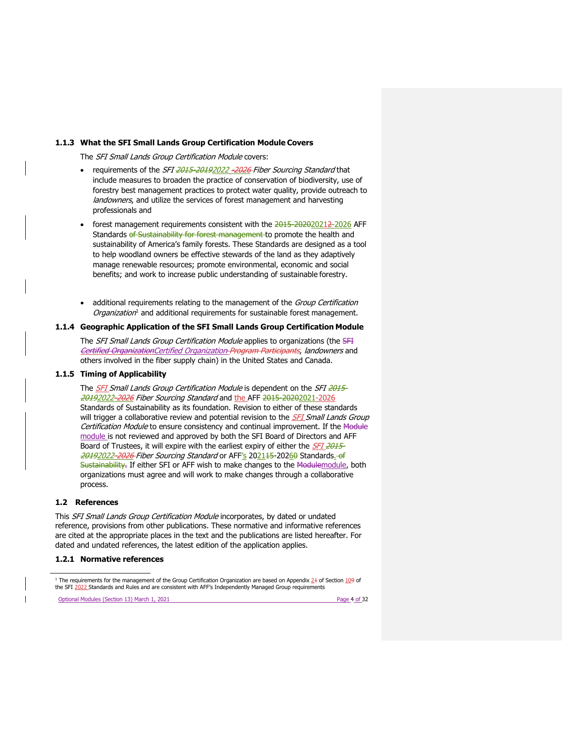### 1.1.3 What the SFI Small Lands Group Certification Module Covers

The *SFI Small Lands Group Certification Module* covers:

- requirements of the *SFI ~~2015-2019~~2022 ~~-2026~~ Fiber Sourcing Standard* that include measures to broaden the practice of conservation of biodiversity, use of forestry best management practices to protect water quality, provide outreach to *landowners*, and utilize the services of forest management and harvesting professionals and
- forest management requirements consistent with the ~~2015-2020~~20212-2026 AFF Standards ~~of Sustainability for forest management~~ to promote the health and sustainability of America's family forests. These Standards are designed as a tool to help woodland owners be effective stewards of the land as they adaptively manage renewable resources; promote environmental, economic and social benefits; and work to increase public understanding of sustainable forestry.
- additional requirements relating to the management of the *Group Certification Organization*[1] and additional requirements for sustainable forest management.

### 1.1.4 Geographic Application of the SFI Small Lands Group Certification Module

The *SFI Small Lands Group Certification Module* applies to organizations (the ~~SFI Certified Organization~~*Certified Organization* ~~Program Participants~~, *landowners* and others involved in the fiber supply chain) in the United States and Canada.

### 1.1.5 Timing of Applicability

The *SFI Small Lands Group Certification Module* is dependent on the *SFI ~~2015-2019~~2022~~-2026~~ Fiber Sourcing Standard* and the AFF ~~2015-2020~~2021-2026 Standards of Sustainability as its foundation. Revision to either of these standards will trigger a collaborative review and potential revision to the *SFI Small Lands Group Certification Module* to ensure consistency and continual improvement. If the ~~Module~~ module is not reviewed and approved by both the SFI Board of Directors and AFF Board of Trustees, it will expire with the earliest expiry of either the *SFI ~~2015-2019~~2022~~-2026~~ Fiber Sourcing Standard* or AFF's 202~~1~~15-202~~6~~0 Standards. ~~of Sustainability.~~ If either SFI or AFF wish to make changes to the ~~Module~~module, both organizations must agree and will work to make changes through a collaborative process.

## 1.2 References

This *SFI Small Lands Group Certification Module* incorporates, by dated or undated reference, provisions from other publications. These normative and informative references are cited at the appropriate places in the text and the publications are listed hereafter. For dated and undated references, the latest edition of the application applies.

### 1.2.1 Normative references

[1] The requirements for the management of the Group Certification Organization are based on Appendix 2~~1~~ of Section 10~~9~~ of the SFI 2022 Standards and Rules and are consistent with AFF's Independently Managed Group requirements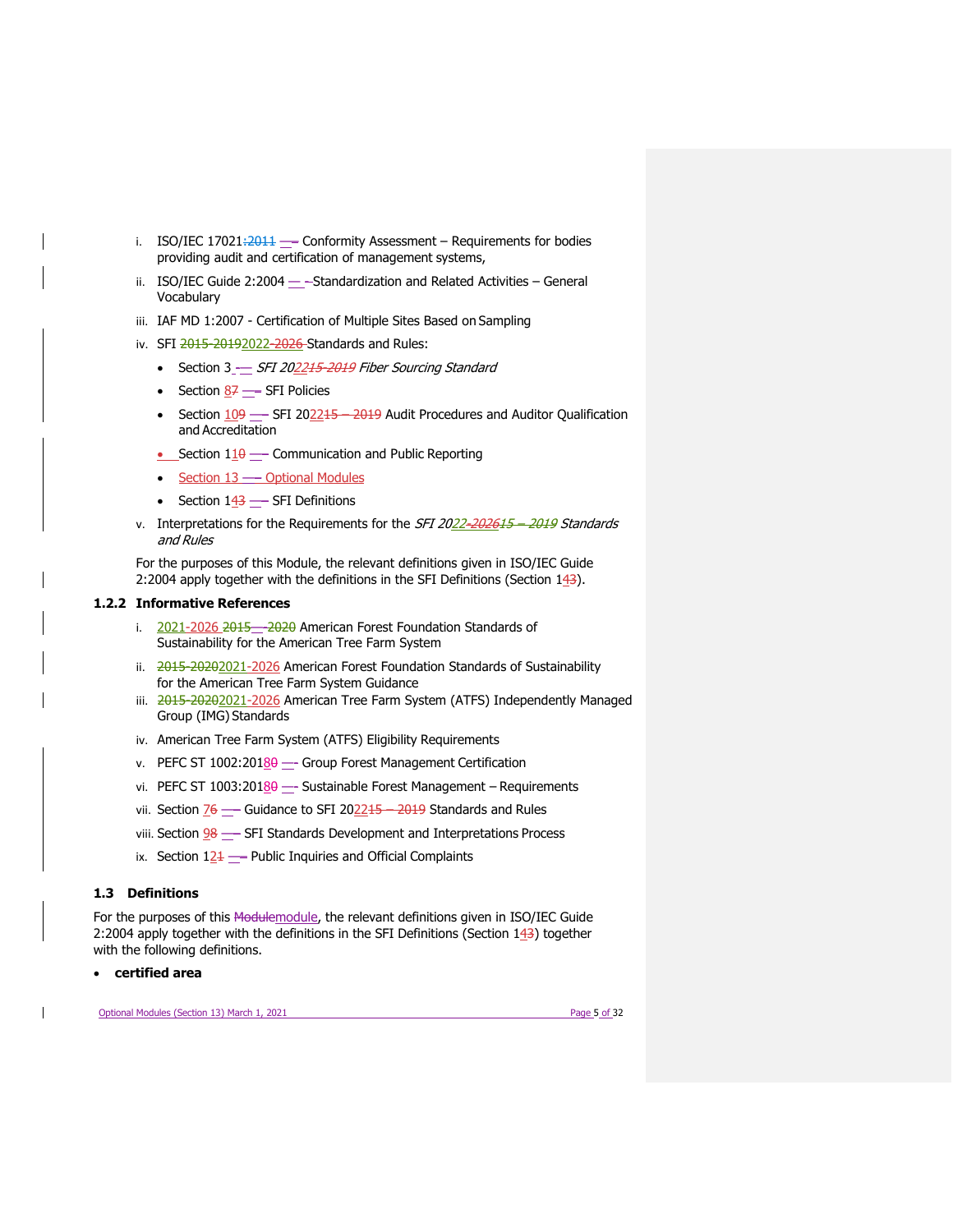i. ISO/IEC 17021 – Conformity Assessment – Requirements for bodies providing audit and certification of management systems,

ii. ISO/IEC Guide 2:2004 – Standardization and Related Activities – General Vocabulary

iii. IAF MD 1:2007 - Certification of Multiple Sites Based on Sampling

iv. SFI 2022-2026 Standards and Rules:
   - Section 3 – *SFI 2022 Fiber Sourcing Standard*
   - Section 8 – SFI Policies
   - Section 10 – SFI 2022 Audit Procedures and Auditor Qualification and Accreditation
   - Section 11 – Communication and Public Reporting
   - Section 13 – Optional Modules
   - Section 14 – SFI Definitions

v. Interpretations for the Requirements for the *SFI 2022-2026 Standards and Rules*

For the purposes of this Module, the relevant definitions given in ISO/IEC Guide 2:2004 apply together with the definitions in the SFI Definitions (Section 14).

### 1.2.2 Informative References

i. 2021-2026 American Forest Foundation Standards of Sustainability for the American Tree Farm System

ii. 2021-2026 American Forest Foundation Standards of Sustainability for the American Tree Farm System Guidance

iii. 2021-2026 American Tree Farm System (ATFS) Independently Managed Group (IMG) Standards

iv. American Tree Farm System (ATFS) Eligibility Requirements

v. PEFC ST 1002:2018 – Group Forest Management Certification

vi. PEFC ST 1003:2018 – Sustainable Forest Management – Requirements

vii. Section 7 – Guidance to SFI 2022 Standards and Rules

viii. Section 9 – SFI Standards Development and Interpretations Process

ix. Section 12 – Public Inquiries and Official Complaints

## 1.3 Definitions

For the purposes of this module, the relevant definitions given in ISO/IEC Guide 2:2004 apply together with the definitions in the SFI Definitions (Section 14) together with the following definitions.

- **certified area**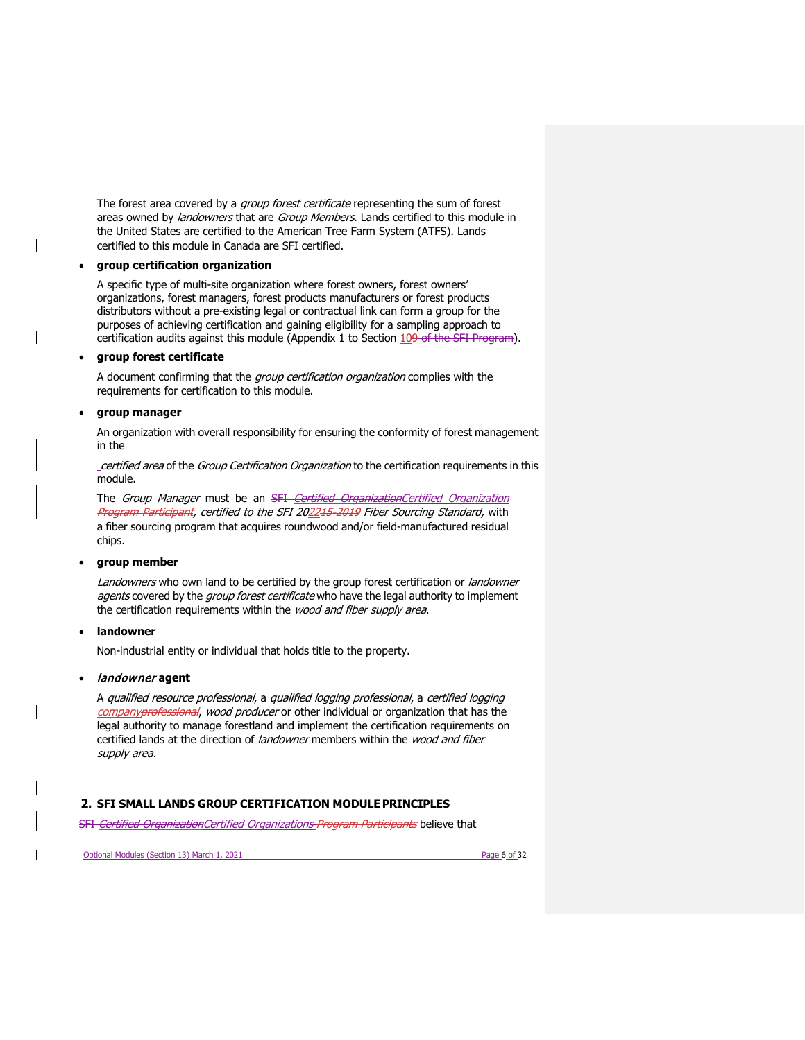The forest area covered by a *group forest certificate* representing the sum of forest areas owned by *landowners* that are *Group Members*. Lands certified to this module in the United States are certified to the American Tree Farm System (ATFS). Lands certified to this module in Canada are SFI certified.

- **group certification organization**

  A specific type of multi-site organization where forest owners, forest owners' organizations, forest managers, forest products manufacturers or forest products distributors without a pre-existing legal or contractual link can form a group for the purposes of achieving certification and gaining eligibility for a sampling approach to certification audits against this module (Appendix 1 to Section 109 of the SFI Program).

- **group forest certificate**

  A document confirming that the *group certification organization* complies with the requirements for certification to this module.

- **group manager**

  An organization with overall responsibility for ensuring the conformity of forest management in the *certified area* of the *Group Certification Organization* to the certification requirements in this module.

  The *Group Manager* must be an SFI *Certified Organization**Certified Organization* *Program Participant*, *certified to the SFI 202215-2019 Fiber Sourcing Standard*, with a fiber sourcing program that acquires roundwood and/or field-manufactured residual chips.

- **group member**

  *Landowners* who own land to be certified by the group forest certification or *landowner agents* covered by the *group forest certificate* who have the legal authority to implement the certification requirements within the *wood and fiber supply area*.

- **landowner**

  Non-industrial entity or individual that holds title to the property.

- ***landowner* agent**

  A *qualified resource professional*, a *qualified logging professional*, a *certified logging companyprofessional*, *wood producer* or other individual or organization that has the legal authority to manage forestland and implement the certification requirements on certified lands at the direction of *landowner* members within the *wood and fiber supply area.*

## 2. SFI SMALL LANDS GROUP CERTIFICATION MODULE PRINCIPLES

SFI *Certified Organization**Certified Organizations* *Program Participants* believe that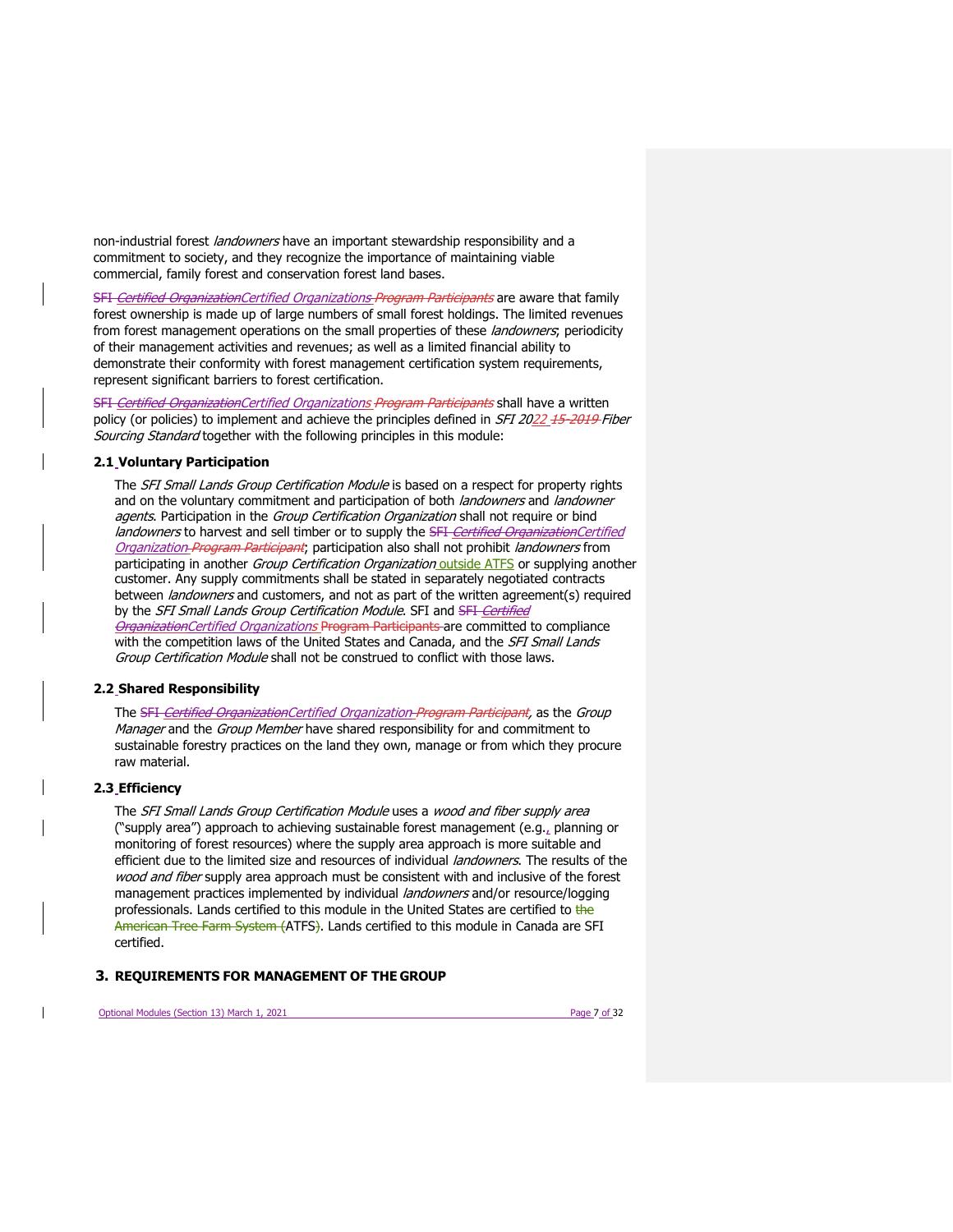non-industrial forest *landowners* have an important stewardship responsibility and a commitment to society, and they recognize the importance of maintaining viable commercial, family forest and conservation forest land bases.

~~SFI~~ ~~*Certified Organization*~~*Certified Organizations* ~~*Program Participants*~~ are aware that family forest ownership is made up of large numbers of small forest holdings. The limited revenues from forest management operations on the small properties of these *landowners*; periodicity of their management activities and revenues; as well as a limited financial ability to demonstrate their conformity with forest management certification system requirements, represent significant barriers to forest certification.

~~SFI~~ ~~*Certified Organization*~~*Certified Organizations* ~~*Program Participants*~~ shall have a written policy (or policies) to implement and achieve the principles defined in *SFI 2022* ~~*15-2019*~~ *Fiber Sourcing Standard* together with the following principles in this module:

### 2.1 Voluntary Participation

The *SFI Small Lands Group Certification Module* is based on a respect for property rights and on the voluntary commitment and participation of both *landowners* and *landowner agents*. Participation in the *Group Certification Organization* shall not require or bind *landowners* to harvest and sell timber or to supply the ~~SFI~~ ~~*Certified Organization*~~*Certified Organization* ~~*Program Participant*~~; participation also shall not prohibit *landowners* from participating in another *Group Certification Organization* outside ATFS or supplying another customer. Any supply commitments shall be stated in separately negotiated contracts between *landowners* and customers, and not as part of the written agreement(s) required by the *SFI Small Lands Group Certification Module*. SFI and ~~SFI~~ ~~*Certified Organization*~~*Certified Organizations* ~~Program Participants~~ are committed to compliance with the competition laws of the United States and Canada, and the *SFI Small Lands Group Certification Module* shall not be construed to conflict with those laws.

### 2.2 Shared Responsibility

The ~~SFI~~ ~~*Certified Organization*~~*Certified Organization* ~~*Program Participant*~~, as the *Group Manager* and the *Group Member* have shared responsibility for and commitment to sustainable forestry practices on the land they own, manage or from which they procure raw material.

### 2.3 Efficiency

The *SFI Small Lands Group Certification Module* uses a *wood and fiber supply area* ("supply area") approach to achieving sustainable forest management (e.g., planning or monitoring of forest resources) where the supply area approach is more suitable and efficient due to the limited size and resources of individual *landowners*. The results of the *wood and fiber* supply area approach must be consistent with and inclusive of the forest management practices implemented by individual *landowners* and/or resource/logging professionals. Lands certified to this module in the United States are certified to ~~the American Tree Farm System (~~ATFS~~)~~. Lands certified to this module in Canada are SFI certified.

## 3. REQUIREMENTS FOR MANAGEMENT OF THE GROUP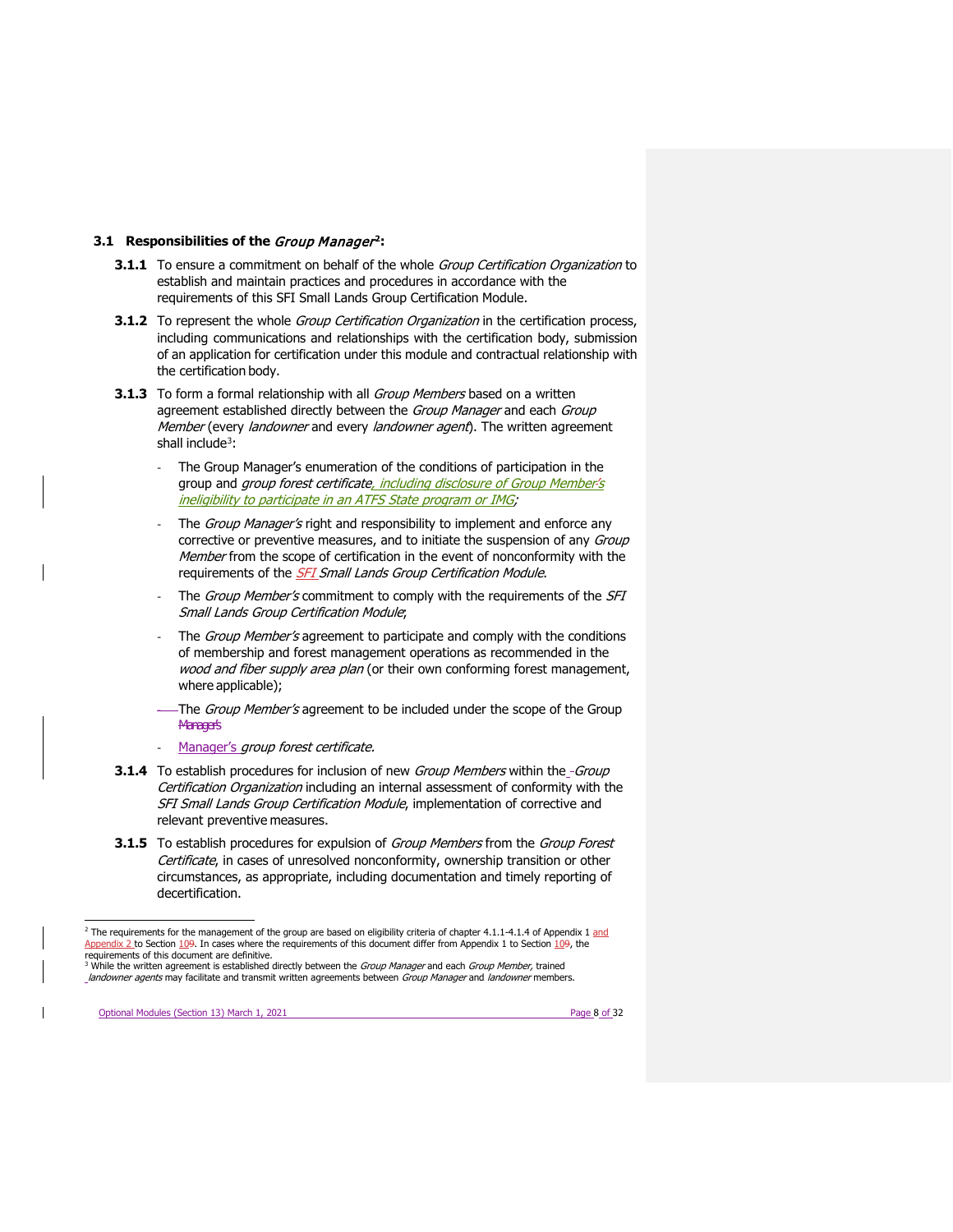### 3.1 Responsibilities of the *Group Manager*[2]:

**3.1.1** To ensure a commitment on behalf of the whole *Group Certification Organization* to establish and maintain practices and procedures in accordance with the requirements of this SFI Small Lands Group Certification Module.

**3.1.2** To represent the whole *Group Certification Organization* in the certification process, including communications and relationships with the certification body, submission of an application for certification under this module and contractual relationship with the certification body.

**3.1.3** To form a formal relationship with all *Group Members* based on a written agreement established directly between the *Group Manager* and each *Group Member* (every *landowner* and every *landowner agent*). The written agreement shall include[3]:

- The Group Manager's enumeration of the conditions of participation in the group and *group forest certificate, including disclosure of Group Member's ineligibility to participate in an ATFS State program or IMG;*
- The *Group Manager's* right and responsibility to implement and enforce any corrective or preventive measures, and to initiate the suspension of any *Group Member* from the scope of certification in the event of nonconformity with the requirements of the *SFI Small Lands Group Certification Module*.
- The *Group Member's* commitment to comply with the requirements of the *SFI Small Lands Group Certification Module*;
- The *Group Member's* agreement to participate and comply with the conditions of membership and forest management operations as recommended in the *wood and fiber supply area plan* (or their own conforming forest management, where applicable);
- The *Group Member's* agreement to be included under the scope of the Group Manager's *group forest certificate.*

**3.1.4** To establish procedures for inclusion of new *Group Members* within the *Group Certification Organization* including an internal assessment of conformity with the *SFI Small Lands Group Certification Module*, implementation of corrective and relevant preventive measures.

**3.1.5** To establish procedures for expulsion of *Group Members* from the *Group Forest Certificate*, in cases of unresolved nonconformity, ownership transition or other circumstances, as appropriate, including documentation and timely reporting of decertification.

---

[2] The requirements for the management of the group are based on eligibility criteria of chapter 4.1.1-4.1.4 of Appendix 1 and Appendix 2 to Section 10. In cases where the requirements of this document differ from Appendix 1 to Section 10, the requirements of this document are definitive.

[3] While the written agreement is established directly between the *Group Manager* and each *Group Member,* trained *landowner agents* may facilitate and transmit written agreements between *Group Manager* and *landowner* members.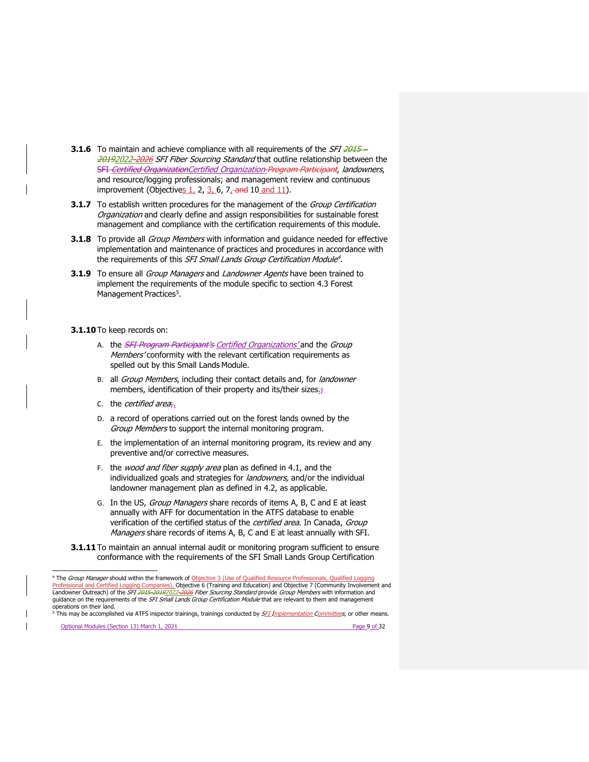**3.1.6** To maintain and achieve compliance with all requirements of the *SFI 2015 – 20192022-2026 SFI Fiber Sourcing Standard* that outline relationship between the SFI *Certified OrganizationCertified Organization Program Participant*, *landowners*, and resource/logging professionals; and management review and continuous improvement (Objectives 1, 2, 3, 6, 7, and 10 and 11).

**3.1.7** To establish written procedures for the management of the *Group Certification Organization* and clearly define and assign responsibilities for sustainable forest management and compliance with the certification requirements of this module.

**3.1.8** To provide all *Group Members* with information and guidance needed for effective implementation and maintenance of practices and procedures in accordance with the requirements of this *SFI Small Lands Group Certification Module*[4].

**3.1.9** To ensure all *Group Managers* and *Landowner Agents* have been trained to implement the requirements of the module specific to section 4.3 Forest Management Practices[5].

**3.1.10** To keep records on:

A. the *SFI Program Participant's Certified Organizations'* and the *Group Members'* conformity with the relevant certification requirements as spelled out by this Small Lands Module.

B. all *Group Members*, including their contact details and, for *landowner* members, identification of their property and its/their sizes.;

C. the *certified area*;.

D. a record of operations carried out on the forest lands owned by the *Group Members* to support the internal monitoring program.

E. the implementation of an internal monitoring program, its review and any preventive and/or corrective measures.

F. the *wood and fiber supply area* plan as defined in 4.1, and the individualized goals and strategies for *landowners,* and/or the individual landowner management plan as defined in 4.2, as applicable.

G. In the US, *Group Managers* share records of items A, B, C and E at least annually with AFF for documentation in the ATFS database to enable verification of the certified status of the *certified area*. In Canada, *Group Managers* share records of items A, B, C and E at least annually with SFI.

**3.1.11** To maintain an annual internal audit or monitoring program sufficient to ensure conformance with the requirements of the SFI Small Lands Group Certification

---

[4] The *Group Manager* should within the framework of Objective 3 (Use of Qualified Resource Professionals, Qualified Logging Professional and Certified Logging Companies), Objective 6 (Training and Education) and Objective 7 (Community Involvement and Landowner Outreach) of the *SFI 2015-20192022-2026 Fiber Sourcing Standard* provide *Group Members* with information and guidance on the requirements of the *SFI Small Lands Group Certification Module* that are relevant to them and management operations on their land.

[5] This may be accomplished via ATFS inspector trainings, trainings conducted by *SFI Implementation Committees*, or other means.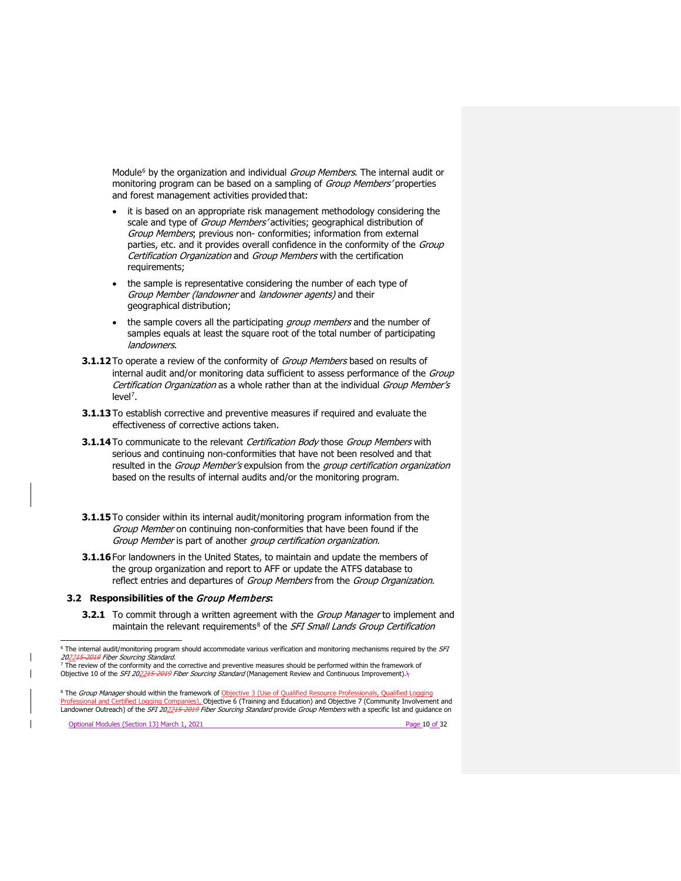Module[6] by the organization and individual *Group Members*. The internal audit or monitoring program can be based on a sampling of *Group Members'* properties and forest management activities provided that:

- it is based on an appropriate risk management methodology considering the scale and type of *Group Members'* activities; geographical distribution of *Group Members*; previous non- conformities; information from external parties, etc. and it provides overall confidence in the conformity of the *Group Certification Organization* and *Group Members* with the certification requirements;
- the sample is representative considering the number of each type of *Group Member (landowner* and *landowner agents)* and their geographical distribution;
- the sample covers all the participating *group members* and the number of samples equals at least the square root of the total number of participating *landowners*.

**3.1.12** To operate a review of the conformity of *Group Members* based on results of internal audit and/or monitoring data sufficient to assess performance of the *Group Certification Organization* as a whole rather than at the individual *Group Member's* level[7].

**3.1.13** To establish corrective and preventive measures if required and evaluate the effectiveness of corrective actions taken.

**3.1.14** To communicate to the relevant *Certification Body* those *Group Members* with serious and continuing non-conformities that have not been resolved and that resulted in the *Group Member's* expulsion from the *group certification organization* based on the results of internal audits and/or the monitoring program.

**3.1.15** To consider within its internal audit/monitoring program information from the *Group Member* on continuing non-conformities that have been found if the *Group Member* is part of another *group certification organization.*

**3.1.16** For landowners in the United States, to maintain and update the members of the group organization and report to AFF or update the ATFS database to reflect entries and departures of *Group Members* from the *Group Organization*.

### 3.2 Responsibilities of the *Group Members*:

**3.2.1** To commit through a written agreement with the *Group Manager* to implement and maintain the relevant requirements[8] of the *SFI Small Lands Group Certification*

---

[6] The internal audit/monitoring program should accommodate various verification and monitoring mechanisms required by the *SFI 202215-2019 Fiber Sourcing Standard*.

[7] The review of the conformity and the corrective and preventive measures should be performed within the framework of Objective 10 of the *SFI 202215-2019 Fiber Sourcing Standard* (Management Review and Continuous Improvement).;

[8] The *Group Manager* should within the framework of Objective 3 (Use of Qualified Resource Professionals, Qualified Logging Professional and Certified Logging Companies), Objective 6 (Training and Education) and Objective 7 (Community Involvement and Landowner Outreach) of the *SFI 202215-2019 Fiber Sourcing Standard* provide *Group Members* with a specific list and guidance on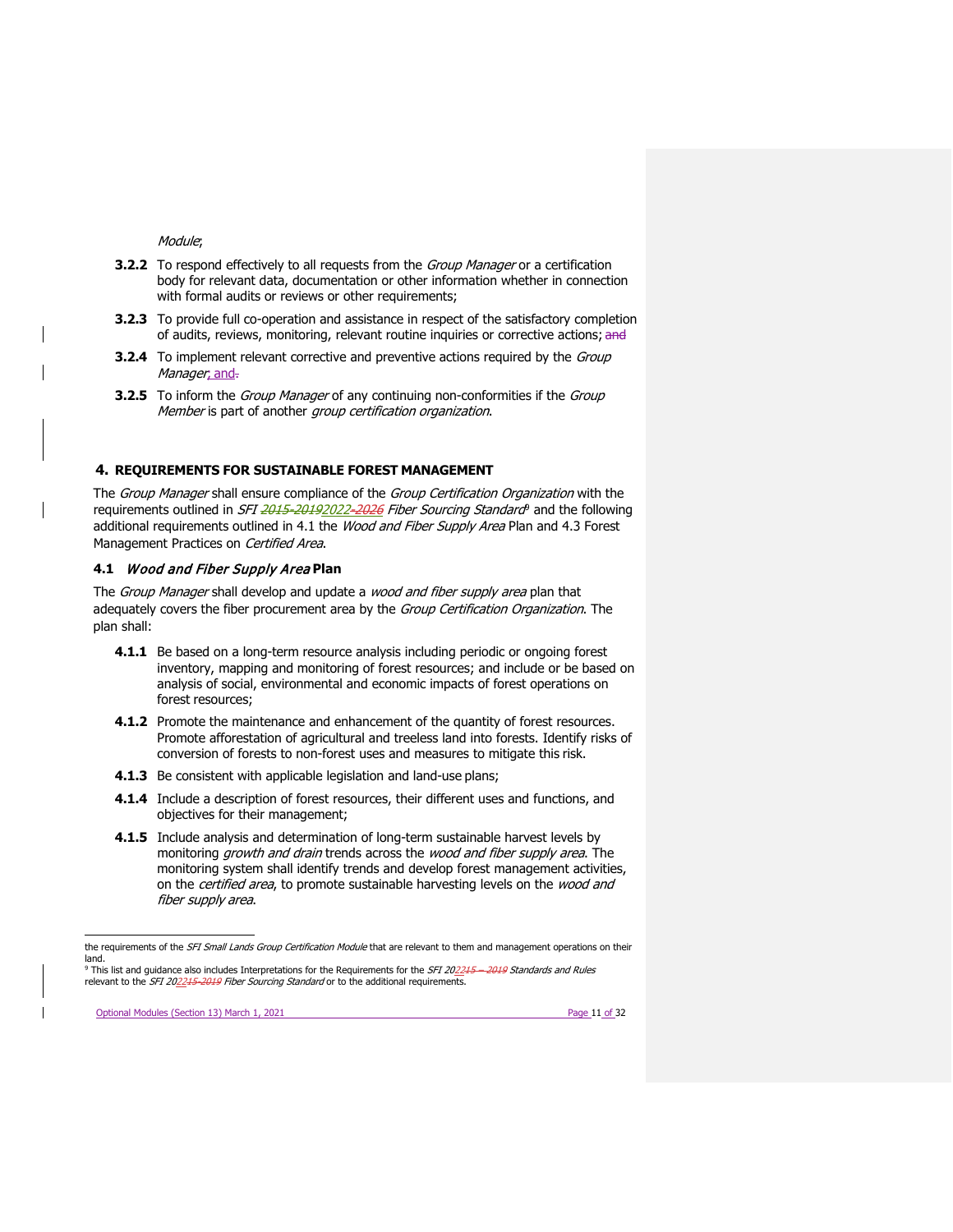*Module*;

**3.2.2** To respond effectively to all requests from the *Group Manager* or a certification body for relevant data, documentation or other information whether in connection with formal audits or reviews or other requirements;

**3.2.3** To provide full co-operation and assistance in respect of the satisfactory completion of audits, reviews, monitoring, relevant routine inquiries or corrective actions; ~~and~~

**3.2.4** To implement relevant corrective and preventive actions required by the *Group Manager*; and~~.~~

**3.2.5** To inform the *Group Manager* of any continuing non-conformities if the *Group Member* is part of another *group certification organization*.

## 4. REQUIREMENTS FOR SUSTAINABLE FOREST MANAGEMENT

The *Group Manager* shall ensure compliance of the *Group Certification Organization* with the requirements outlined in *SFI ~~2015-2019~~2022-~~2026~~ Fiber Sourcing Standard*[9] and the following additional requirements outlined in 4.1 the *Wood and Fiber Supply Area* Plan and 4.3 Forest Management Practices on *Certified Area*.

### 4.1 *Wood and Fiber Supply Area* Plan

The *Group Manager* shall develop and update a *wood and fiber supply area* plan that adequately covers the fiber procurement area by the *Group Certification Organization*. The plan shall:

**4.1.1** Be based on a long-term resource analysis including periodic or ongoing forest inventory, mapping and monitoring of forest resources; and include or be based on analysis of social, environmental and economic impacts of forest operations on forest resources;

**4.1.2** Promote the maintenance and enhancement of the quantity of forest resources. Promote afforestation of agricultural and treeless land into forests. Identify risks of conversion of forests to non-forest uses and measures to mitigate this risk.

**4.1.3** Be consistent with applicable legislation and land-use plans;

**4.1.4** Include a description of forest resources, their different uses and functions, and objectives for their management;

**4.1.5** Include analysis and determination of long-term sustainable harvest levels by monitoring *growth and drain* trends across the *wood and fiber supply area*. The monitoring system shall identify trends and develop forest management activities, on the *certified area*, to promote sustainable harvesting levels on the *wood and fiber supply area*.

---

the requirements of the *SFI Small Lands Group Certification Module* that are relevant to them and management operations on their land.

[9] This list and guidance also includes Interpretations for the Requirements for the *SFI 20~~22~~15 – 2019 Standards and Rules* relevant to the *SFI 2022~~15-2019~~ Fiber Sourcing Standard* or to the additional requirements.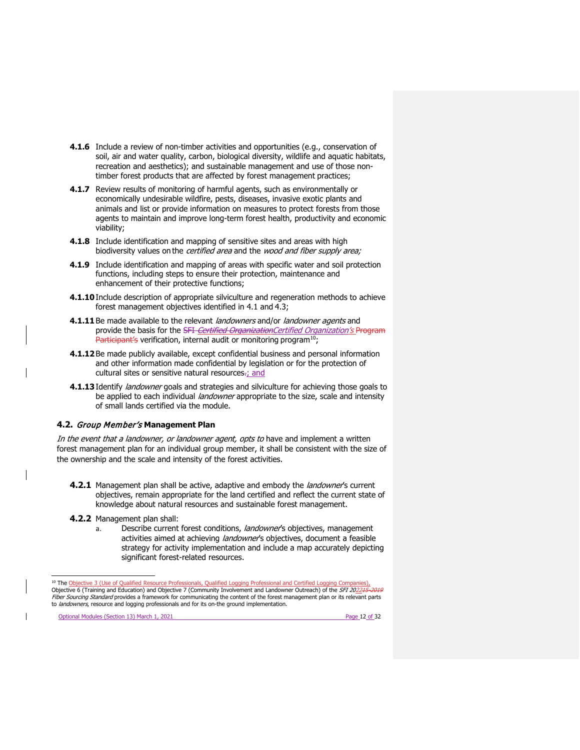**4.1.6** Include a review of non-timber activities and opportunities (e.g., conservation of soil, air and water quality, carbon, biological diversity, wildlife and aquatic habitats, recreation and aesthetics); and sustainable management and use of those non-timber forest products that are affected by forest management practices;

**4.1.7** Review results of monitoring of harmful agents, such as environmentally or economically undesirable wildfire, pests, diseases, invasive exotic plants and animals and list or provide information on measures to protect forests from those agents to maintain and improve long-term forest health, productivity and economic viability;

**4.1.8** Include identification and mapping of sensitive sites and areas with high biodiversity values on the *certified area* and the *wood and fiber supply area;*

**4.1.9** Include identification and mapping of areas with specific water and soil protection functions, including steps to ensure their protection, maintenance and enhancement of their protective functions;

**4.1.10** Include description of appropriate silviculture and regeneration methods to achieve forest management objectives identified in 4.1 and 4.3;

**4.1.11** Be made available to the relevant *landowners* and/or *landowner agents* and provide the basis for the ~~SFI *Certified Organization*~~*Certified Organization's* ~~Program Participant's~~ verification, internal audit or monitoring program[10];

**4.1.12** Be made publicly available, except confidential business and personal information and other information made confidential by legislation or for the protection of cultural sites or sensitive natural resources~~.~~; and

**4.1.13** Identify *landowner* goals and strategies and silviculture for achieving those goals to be applied to each individual *landowner* appropriate to the size, scale and intensity of small lands certified via the module.

### 4.2. *Group Member's* Management Plan

*In the event that a landowner, or landowner agent, opts to* have and implement a written forest management plan for an individual group member, it shall be consistent with the size of the ownership and the scale and intensity of the forest activities.

**4.2.1** Management plan shall be active, adaptive and embody the *landowner*'s current objectives, remain appropriate for the land certified and reflect the current state of knowledge about natural resources and sustainable forest management.

**4.2.2** Management plan shall:

a. Describe current forest conditions, *landowner*'s objectives, management activities aimed at achieving *landowner*'s objectives, document a feasible strategy for activity implementation and include a map accurately depicting significant forest-related resources.

---

[10] The Objective 3 (Use of Qualified Resource Professionals, Qualified Logging Professional and Certified Logging Companies), Objective 6 (Training and Education) and Objective 7 (Community Involvement and Landowner Outreach) of the *SFI 2022~~15-2019~~ Fiber Sourcing Standard* provides a framework for communicating the content of the forest management plan or its relevant parts to *landowners*, resource and logging professionals and for its on-the ground implementation.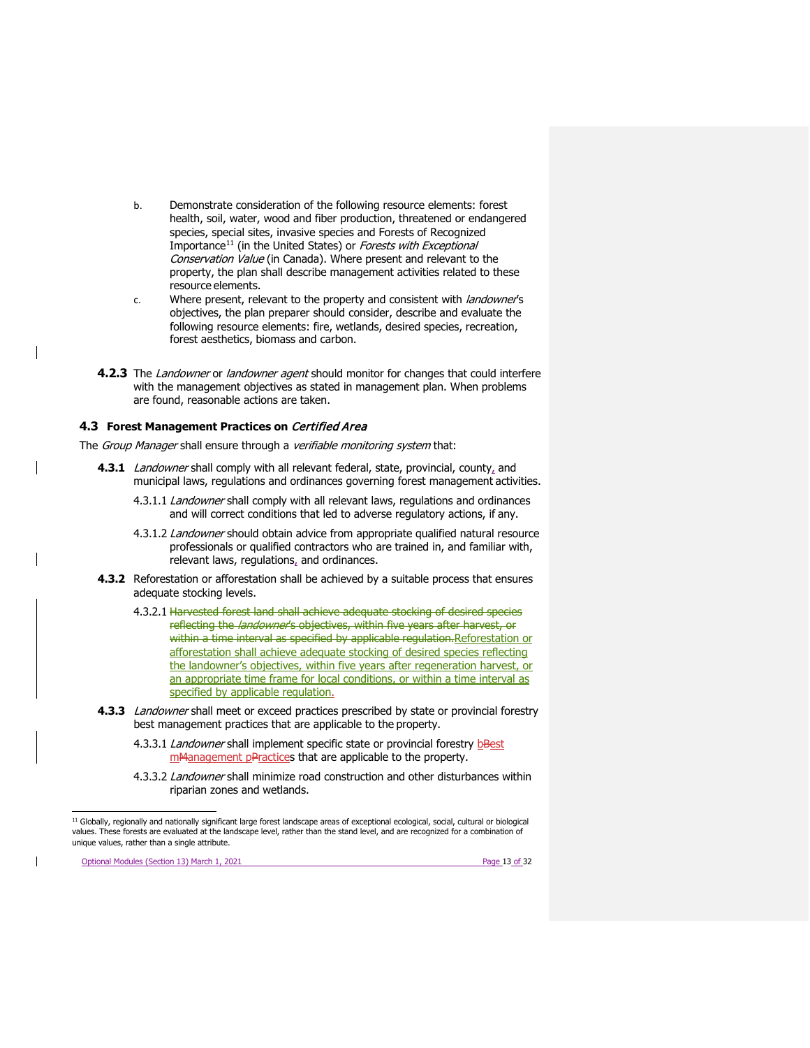b. Demonstrate consideration of the following resource elements: forest health, soil, water, wood and fiber production, threatened or endangered species, special sites, invasive species and Forests of Recognized Importance[11] (in the United States) or *Forests with Exceptional Conservation Value* (in Canada). Where present and relevant to the property, the plan shall describe management activities related to these resource elements.

c. Where present, relevant to the property and consistent with *landowner*'s objectives, the plan preparer should consider, describe and evaluate the following resource elements: fire, wetlands, desired species, recreation, forest aesthetics, biomass and carbon.

**4.2.3** The *Landowner* or *landowner agent* should monitor for changes that could interfere with the management objectives as stated in management plan. When problems are found, reasonable actions are taken.

### 4.3 Forest Management Practices on *Certified Area*

The *Group Manager* shall ensure through a *verifiable monitoring system* that:

**4.3.1** *Landowner* shall comply with all relevant federal, state, provincial, county, and municipal laws, regulations and ordinances governing forest management activities.

4.3.1.1 *Landowner* shall comply with all relevant laws, regulations and ordinances and will correct conditions that led to adverse regulatory actions, if any.

4.3.1.2 *Landowner* should obtain advice from appropriate qualified natural resource professionals or qualified contractors who are trained in, and familiar with, relevant laws, regulations, and ordinances.

**4.3.2** Reforestation or afforestation shall be achieved by a suitable process that ensures adequate stocking levels.

4.3.2.1 ~~Harvested forest land shall achieve adequate stocking of desired species reflecting the *landowner*'s objectives, within five years after harvest, or within a time interval as specified by applicable regulation.~~ Reforestation or afforestation shall achieve adequate stocking of desired species reflecting the landowner's objectives, within five years after regeneration harvest, or an appropriate time frame for local conditions, or within a time interval as specified by applicable regulation.

**4.3.3** *Landowner* shall meet or exceed practices prescribed by state or provincial forestry best management practices that are applicable to the property.

4.3.3.1 *Landowner* shall implement specific state or provincial forestry ~~B~~best ~~M~~management ~~P~~practices that are applicable to the property.

4.3.3.2 *Landowner* shall minimize road construction and other disturbances within riparian zones and wetlands.

---

[11] Globally, regionally and nationally significant large forest landscape areas of exceptional ecological, social, cultural or biological values. These forests are evaluated at the landscape level, rather than the stand level, and are recognized for a combination of unique values, rather than a single attribute.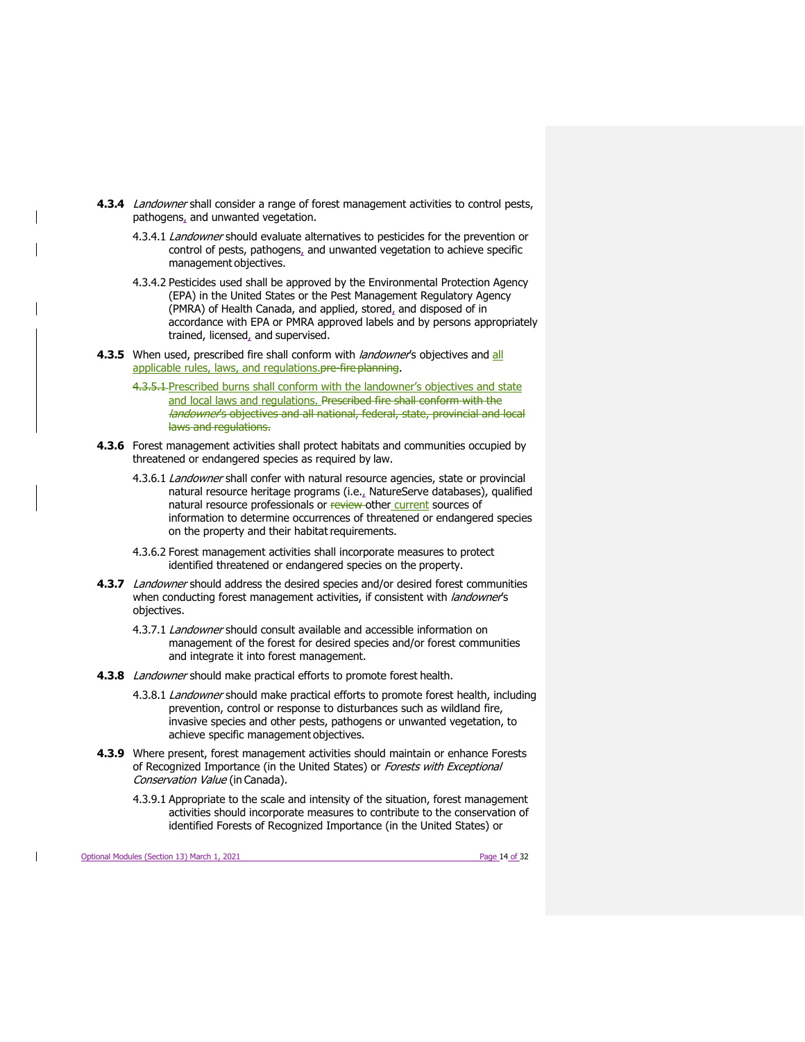**4.3.4** *Landowner* shall consider a range of forest management activities to control pests, pathogens, and unwanted vegetation.

4.3.4.1 *Landowner* should evaluate alternatives to pesticides for the prevention or control of pests, pathogens, and unwanted vegetation to achieve specific management objectives.

4.3.4.2 Pesticides used shall be approved by the Environmental Protection Agency (EPA) in the United States or the Pest Management Regulatory Agency (PMRA) of Health Canada, and applied, stored, and disposed of in accordance with EPA or PMRA approved labels and by persons appropriately trained, licensed, and supervised.

**4.3.5** When used, prescribed fire shall conform with *landowner*'s objectives and all applicable rules, laws, and regulations.~~pre-fire planning~~.

~~4.3.5.1~~ Prescribed burns shall conform with the landowner's objectives and state and local laws and regulations. ~~Prescribed fire shall conform with the *landowner*'s objectives and all national, federal, state, provincial and local laws and regulations.~~

**4.3.6** Forest management activities shall protect habitats and communities occupied by threatened or endangered species as required by law.

4.3.6.1 *Landowner* shall confer with natural resource agencies, state or provincial natural resource heritage programs (i.e., NatureServe databases), qualified natural resource professionals or ~~review~~ other current sources of information to determine occurrences of threatened or endangered species on the property and their habitat requirements.

4.3.6.2 Forest management activities shall incorporate measures to protect identified threatened or endangered species on the property.

**4.3.7** *Landowner* should address the desired species and/or desired forest communities when conducting forest management activities, if consistent with *landowner*'s objectives.

4.3.7.1 *Landowner* should consult available and accessible information on management of the forest for desired species and/or forest communities and integrate it into forest management.

**4.3.8** *Landowner* should make practical efforts to promote forest health.

4.3.8.1 *Landowner* should make practical efforts to promote forest health, including prevention, control or response to disturbances such as wildland fire, invasive species and other pests, pathogens or unwanted vegetation, to achieve specific management objectives.

**4.3.9** Where present, forest management activities should maintain or enhance Forests of Recognized Importance (in the United States) or *Forests with Exceptional Conservation Value* (in Canada).

4.3.9.1 Appropriate to the scale and intensity of the situation, forest management activities should incorporate measures to contribute to the conservation of identified Forests of Recognized Importance (in the United States) or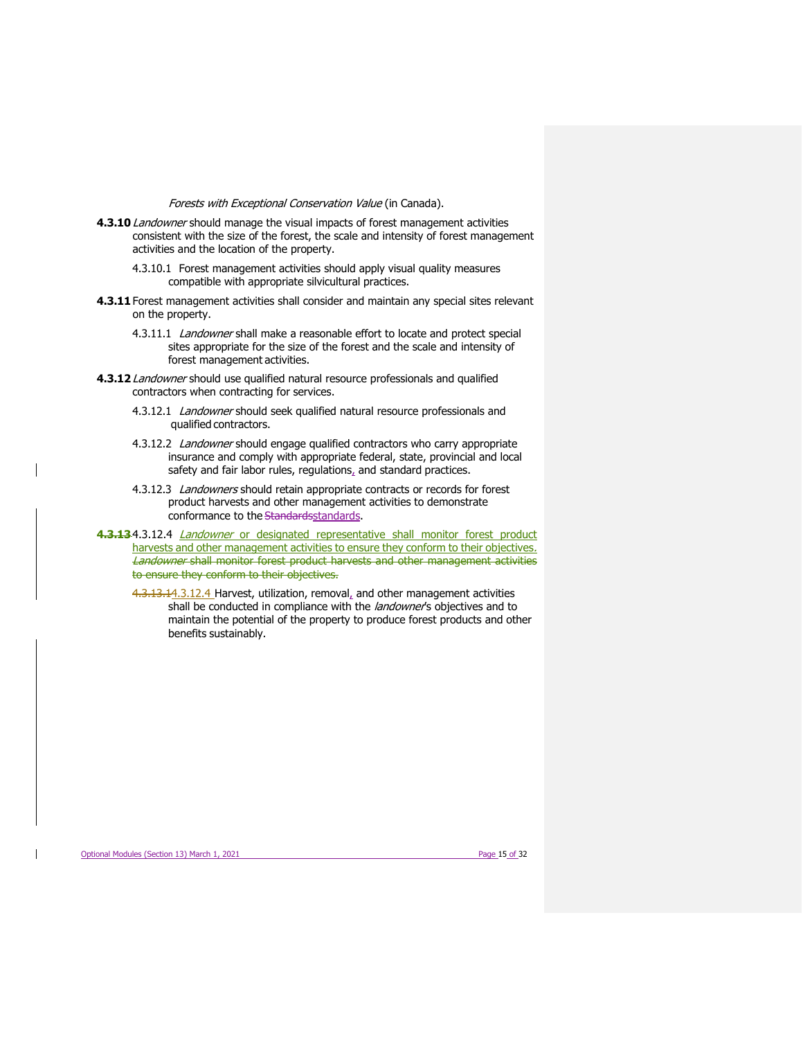*Forests with Exceptional Conservation Value* (in Canada).

**4.3.10** *Landowner* should manage the visual impacts of forest management activities consistent with the size of the forest, the scale and intensity of forest management activities and the location of the property.

4.3.10.1 Forest management activities should apply visual quality measures compatible with appropriate silvicultural practices.

**4.3.11** Forest management activities shall consider and maintain any special sites relevant on the property.

4.3.11.1 *Landowner* shall make a reasonable effort to locate and protect special sites appropriate for the size of the forest and the scale and intensity of forest management activities.

**4.3.12** *Landowner* should use qualified natural resource professionals and qualified contractors when contracting for services.

4.3.12.1 *Landowner* should seek qualified natural resource professionals and qualified contractors.

4.3.12.2 *Landowner* should engage qualified contractors who carry appropriate insurance and comply with appropriate federal, state, provincial and local safety and fair labor rules, regulations, and standard practices.

4.3.12.3 *Landowners* should retain appropriate contracts or records for forest product harvests and other management activities to demonstrate conformance to the ~~Standards~~standards.

~~**4.3.13**~~ 4.3.12.4 *Landowner* or designated representative shall monitor forest product harvests and other management activities to ensure they conform to their objectives. ~~*Landowner* shall monitor forest product harvests and other management activities to ensure they conform to their objectives.~~

~~4.3.13.1~~4.3.12.4 Harvest, utilization, removal, and other management activities shall be conducted in compliance with the *landowner*'s objectives and to maintain the potential of the property to produce forest products and other benefits sustainably.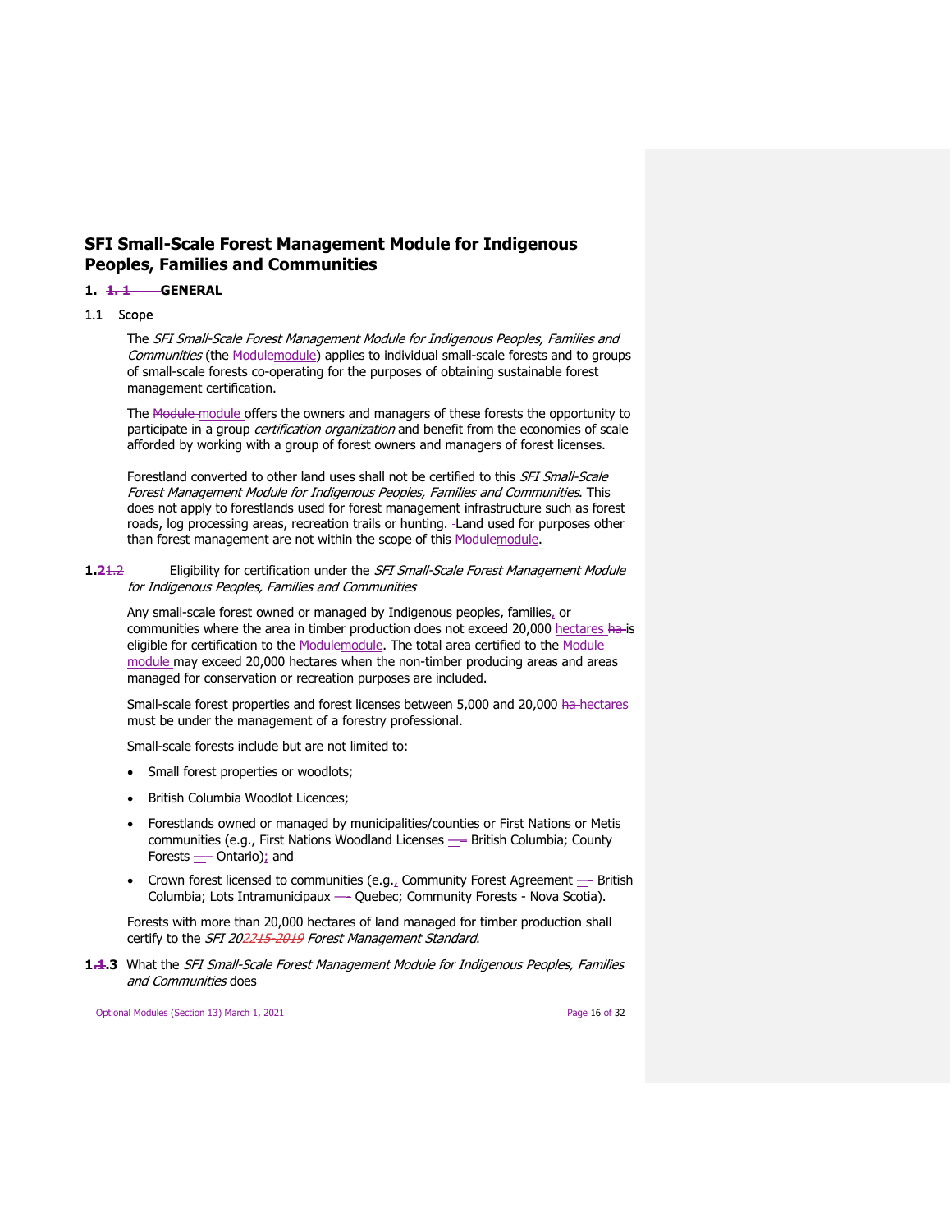# SFI Small-Scale Forest Management Module for Indigenous Peoples, Families and Communities

## 1. GENERAL

### 1.1 Scope

The *SFI Small-Scale Forest Management Module for Indigenous Peoples, Families and Communities* (the module) applies to individual small-scale forests and to groups of small-scale forests co-operating for the purposes of obtaining sustainable forest management certification.

The module offers the owners and managers of these forests the opportunity to participate in a group *certification organization* and benefit from the economies of scale afforded by working with a group of forest owners and managers of forest licenses.

Forestland converted to other land uses shall not be certified to this *SFI Small-Scale Forest Management Module for Indigenous Peoples, Families and Communities*. This does not apply to forestlands used for forest management infrastructure such as forest roads, log processing areas, recreation trails or hunting. Land used for purposes other than forest management are not within the scope of this module.

### 1.2 Eligibility for certification under the *SFI Small-Scale Forest Management Module for Indigenous Peoples, Families and Communities*

Any small-scale forest owned or managed by Indigenous peoples, families, or communities where the area in timber production does not exceed 20,000 hectares is eligible for certification to the module. The total area certified to the module may exceed 20,000 hectares when the non-timber producing areas and areas managed for conservation or recreation purposes are included.

Small-scale forest properties and forest licenses between 5,000 and 20,000 hectares must be under the management of a forestry professional.

Small-scale forests include but are not limited to:

- Small forest properties or woodlots;
- British Columbia Woodlot Licences;
- Forestlands owned or managed by municipalities/counties or First Nations or Metis communities (e.g., First Nations Woodland Licenses – British Columbia; County Forests – Ontario); and
- Crown forest licensed to communities (e.g., Community Forest Agreement – British Columbia; Lots Intramunicipaux – Quebec; Community Forests - Nova Scotia).

Forests with more than 20,000 hectares of land managed for timber production shall certify to the *SFI 2022 Forest Management Standard*.

### 1.3 What the *SFI Small-Scale Forest Management Module for Indigenous Peoples, Families and Communities* does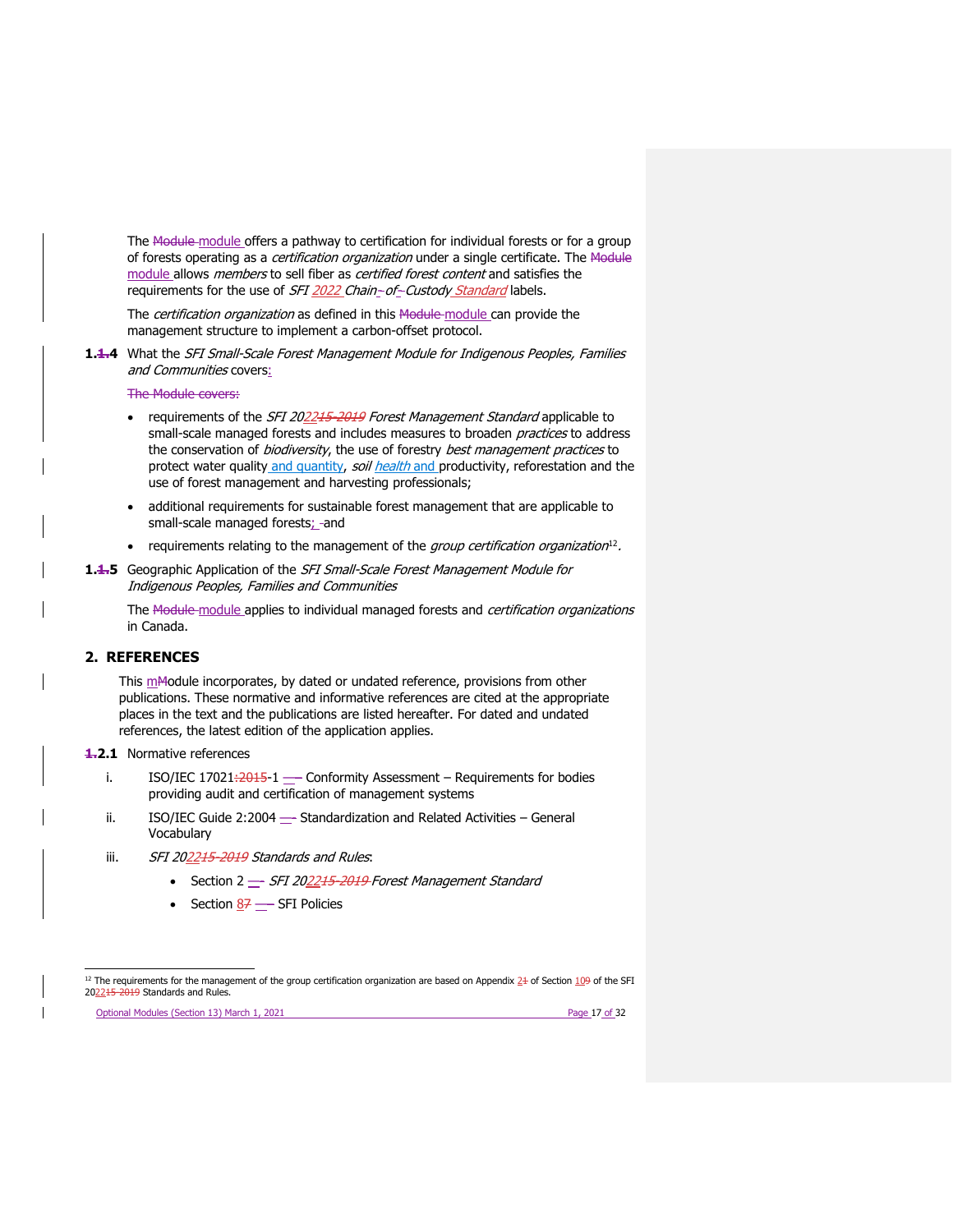The module offers a pathway to certification for individual forests or for a group of forests operating as a *certification organization* under a single certificate. The module allows *members* to sell fiber as *certified forest content* and satisfies the requirements for the use of *SFI 2022 Chain-of-Custody Standard* labels.

The *certification organization* as defined in this module can provide the management structure to implement a carbon-offset protocol.

**1.4** What the *SFI Small-Scale Forest Management Module for Indigenous Peoples, Families and Communities* covers:

- requirements of the *SFI 2022 Forest Management Standard* applicable to small-scale managed forests and includes measures to broaden *practices* to address the conservation of *biodiversity*, the use of forestry *best management practices* to protect water quality and quantity, *soil health* and productivity, reforestation and the use of forest management and harvesting professionals;
- additional requirements for sustainable forest management that are applicable to small-scale managed forests; and
- requirements relating to the management of the *group certification organization*[12].

**1.5** Geographic Application of the *SFI Small-Scale Forest Management Module for Indigenous Peoples, Families and Communities*

The module applies to individual managed forests and *certification organizations* in Canada.

## 2. REFERENCES

This module incorporates, by dated or undated reference, provisions from other publications. These normative and informative references are cited at the appropriate places in the text and the publications are listed hereafter. For dated and undated references, the latest edition of the application applies.

**2.1** Normative references

i. ISO/IEC 17021-1 – Conformity Assessment – Requirements for bodies providing audit and certification of management systems

ii. ISO/IEC Guide 2:2004 – Standardization and Related Activities – General Vocabulary

iii. *SFI 2022 Standards and Rules*:

- Section 2 – *SFI 2022 Forest Management Standard*
- Section 8 – SFI Policies

[12] The requirements for the management of the group certification organization are based on Appendix 2 of Section 10 of the SFI 2022 Standards and Rules.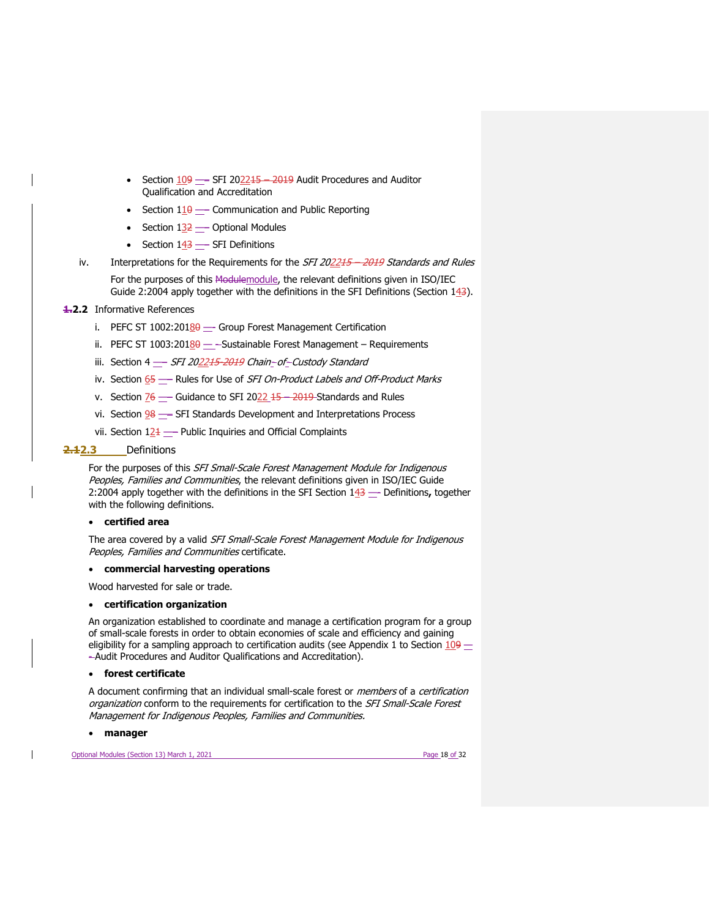- Section 10 — SFI 2022 Audit Procedures and Auditor Qualification and Accreditation
- Section 11 — Communication and Public Reporting
- Section 13 — Optional Modules
- Section 14 — SFI Definitions

iv. Interpretations for the Requirements for the *SFI 2022 Standards and Rules*

For the purposes of this module, the relevant definitions given in ISO/IEC Guide 2:2004 apply together with the definitions in the SFI Definitions (Section 14).

## 2.2 Informative References

i. PEFC ST 1002:2018 — Group Forest Management Certification

ii. PEFC ST 1003:2018 — Sustainable Forest Management – Requirements

iii. Section 4 — *SFI 2022 Chain-of-Custody Standard*

iv. Section 6 — Rules for Use of *SFI On-Product Labels and Off-Product Marks*

v. Section 7 — Guidance to SFI 2022 Standards and Rules

vi. Section 9 — SFI Standards Development and Interpretations Process

vii. Section 12 — Public Inquiries and Official Complaints

## 2.3 Definitions

For the purposes of this *SFI Small-Scale Forest Management Module for Indigenous Peoples, Families and Communities*, the relevant definitions given in ISO/IEC Guide 2:2004 apply together with the definitions in the SFI Section 14 — Definitions**,** together with the following definitions.

- **certified area**

The area covered by a valid *SFI Small-Scale Forest Management Module for Indigenous Peoples, Families and Communities* certificate.

- **commercial harvesting operations**

Wood harvested for sale or trade.

- **certification organization**

An organization established to coordinate and manage a certification program for a group of small-scale forests in order to obtain economies of scale and efficiency and gaining eligibility for a sampling approach to certification audits (see Appendix 1 to Section 10 — Audit Procedures and Auditor Qualifications and Accreditation).

- **forest certificate**

A document confirming that an individual small-scale forest or *members* of a *certification organization* conform to the requirements for certification to the *SFI Small-Scale Forest Management for Indigenous Peoples, Families and Communities.*

- **manager**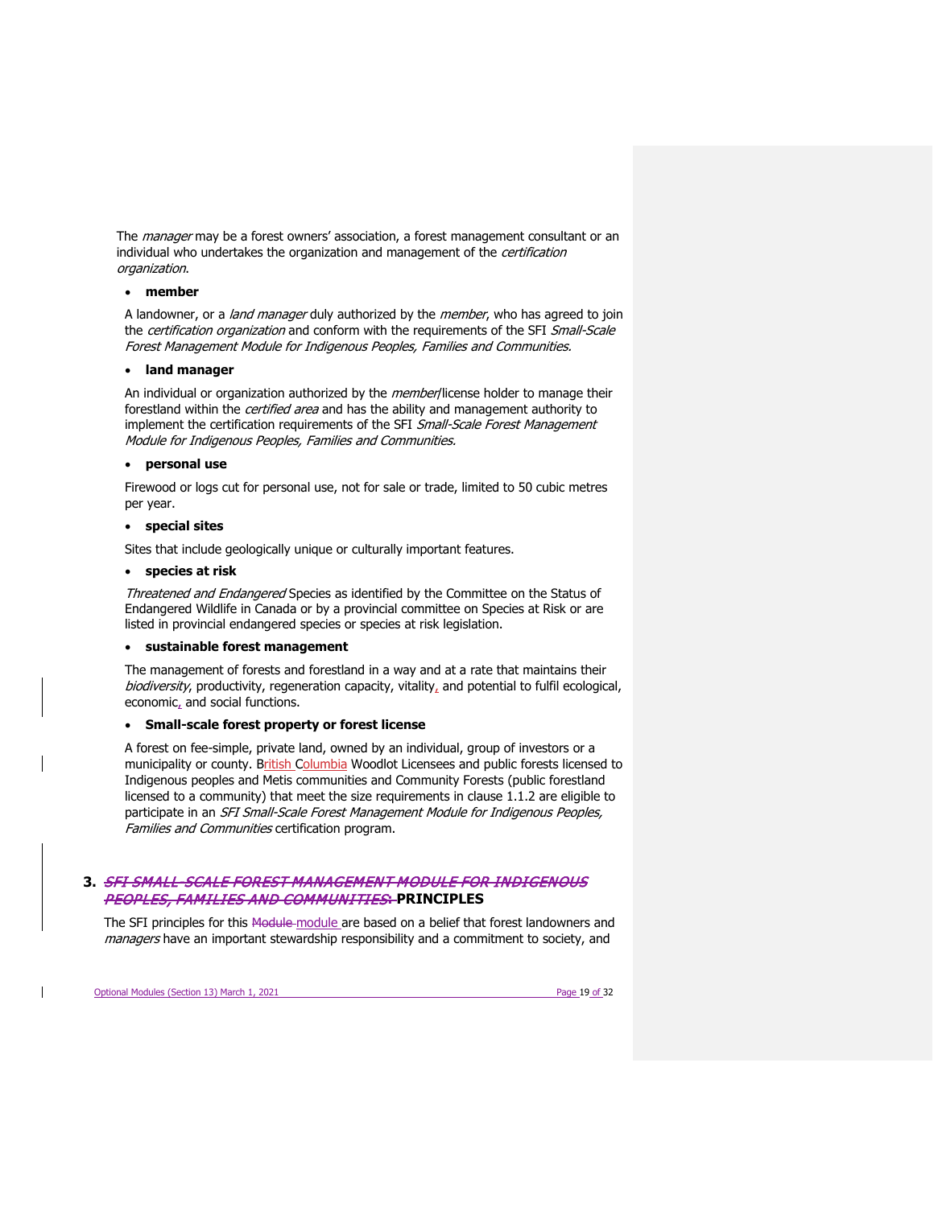The *manager* may be a forest owners' association, a forest management consultant or an individual who undertakes the organization and management of the *certification organization*.

- **member**

A landowner, or a *land manager* duly authorized by the *member*, who has agreed to join the *certification organization* and conform with the requirements of the SFI *Small-Scale Forest Management Module for Indigenous Peoples, Families and Communities.*

- **land manager**

An individual or organization authorized by the *member*/license holder to manage their forestland within the *certified area* and has the ability and management authority to implement the certification requirements of the SFI *Small-Scale Forest Management Module for Indigenous Peoples, Families and Communities.*

- **personal use**

Firewood or logs cut for personal use, not for sale or trade, limited to 50 cubic metres per year.

- **special sites**

Sites that include geologically unique or culturally important features.

- **species at risk**

*Threatened and Endangered* Species as identified by the Committee on the Status of Endangered Wildlife in Canada or by a provincial committee on Species at Risk or are listed in provincial endangered species or species at risk legislation.

- **sustainable forest management**

The management of forests and forestland in a way and at a rate that maintains their *biodiversity*, productivity, regeneration capacity, vitality, and potential to fulfil ecological, economic, and social functions.

- **Small-scale forest property or forest license**

A forest on fee-simple, private land, owned by an individual, group of investors or a municipality or county. British Columbia Woodlot Licensees and public forests licensed to Indigenous peoples and Metis communities and Community Forests (public forestland licensed to a community) that meet the size requirements in clause 1.1.2 are eligible to participate in an *SFI Small-Scale Forest Management Module for Indigenous Peoples, Families and Communities* certification program.

## 3. PRINCIPLES

The SFI principles for this module are based on a belief that forest landowners and *managers* have an important stewardship responsibility and a commitment to society, and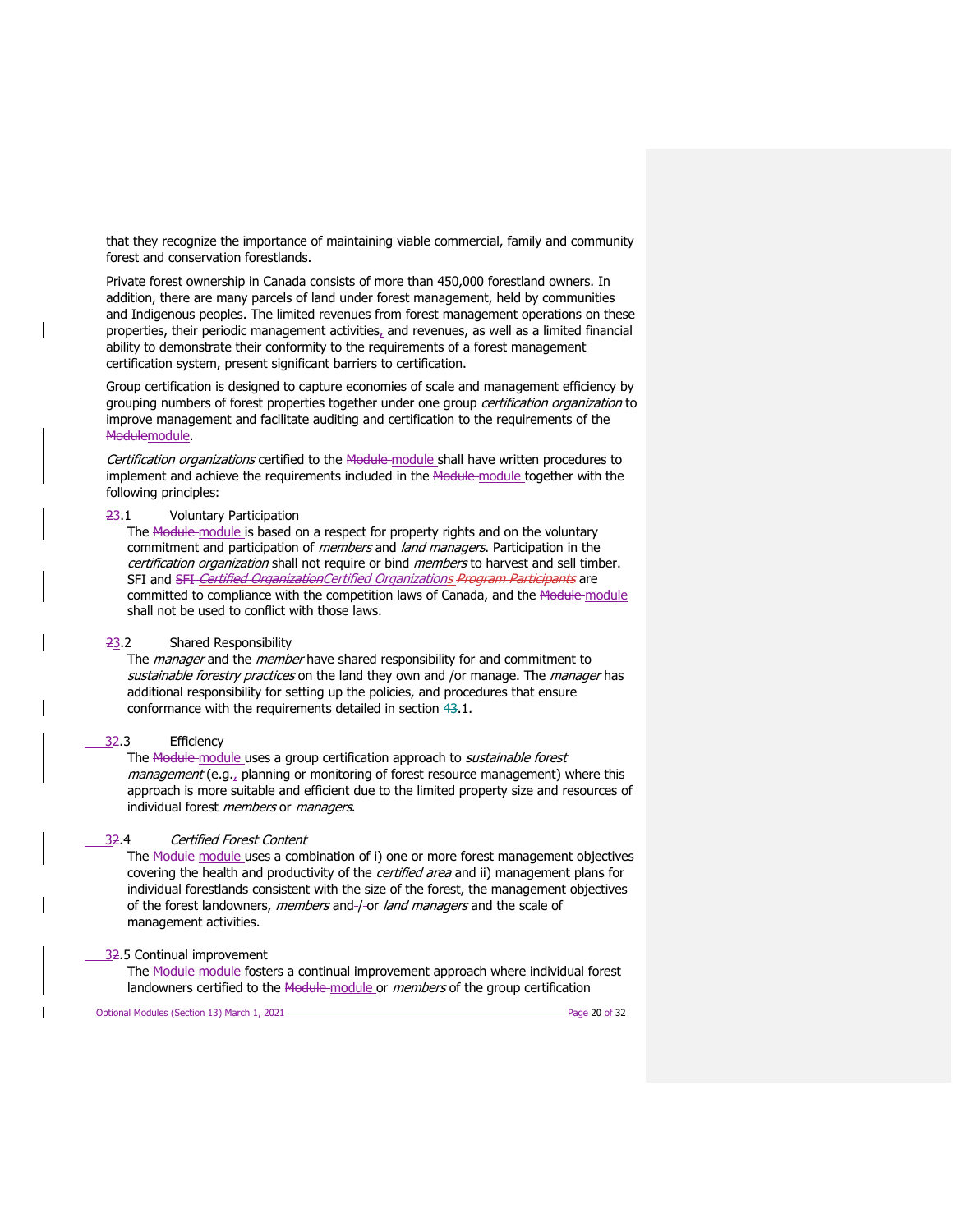that they recognize the importance of maintaining viable commercial, family and community forest and conservation forestlands.

Private forest ownership in Canada consists of more than 450,000 forestland owners. In addition, there are many parcels of land under forest management, held by communities and Indigenous peoples. The limited revenues from forest management operations on these properties, their periodic management activities, and revenues, as well as a limited financial ability to demonstrate their conformity to the requirements of a forest management certification system, present significant barriers to certification.

Group certification is designed to capture economies of scale and management efficiency by grouping numbers of forest properties together under one group *certification organization* to improve management and facilitate auditing and certification to the requirements of the module.

*Certification organizations* certified to the module shall have written procedures to implement and achieve the requirements included in the module together with the following principles:

3.1 Voluntary Participation

The module is based on a respect for property rights and on the voluntary commitment and participation of *members* and *land managers*. Participation in the *certification organization* shall not require or bind *members* to harvest and sell timber. SFI and *Certified Organizations* are committed to compliance with the competition laws of Canada, and the module shall not be used to conflict with those laws.

3.2 Shared Responsibility

The *manager* and the *member* have shared responsibility for and commitment to *sustainable forestry practices* on the land they own and /or manage. The *manager* has additional responsibility for setting up the policies, and procedures that ensure conformance with the requirements detailed in section 4.1.

3.3 Efficiency

The module uses a group certification approach to *sustainable forest management* (e.g., planning or monitoring of forest resource management) where this approach is more suitable and efficient due to the limited property size and resources of individual forest *members* or *managers*.

3.4 *Certified Forest Content*

The module uses a combination of i) one or more forest management objectives covering the health and productivity of the *certified area* and ii) management plans for individual forestlands consistent with the size of the forest, the management objectives of the forest landowners, *members* and/or *land managers* and the scale of management activities.

3.5 Continual improvement

The module fosters a continual improvement approach where individual forest landowners certified to the module or *members* of the group certification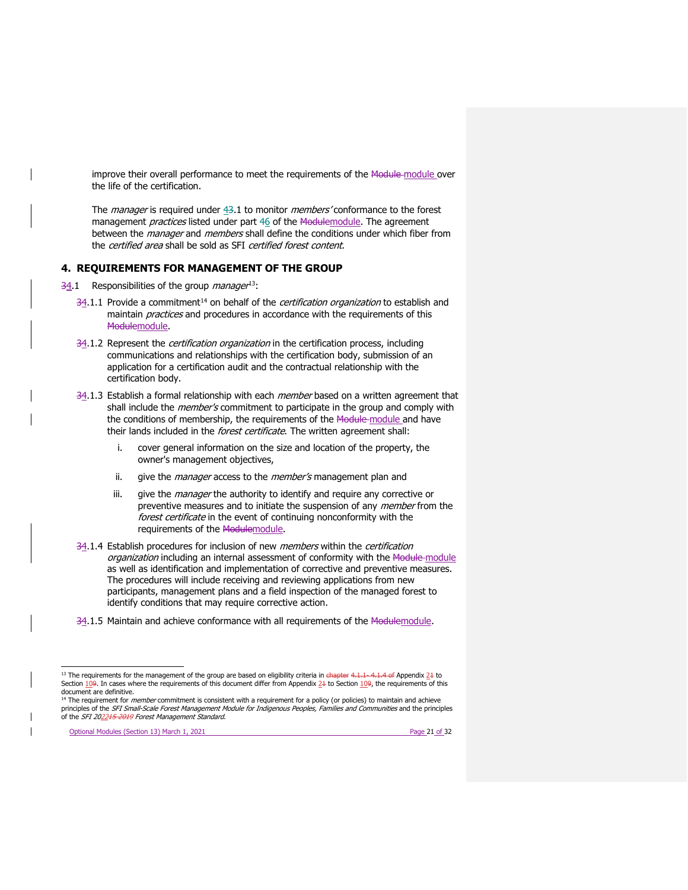improve their overall performance to meet the requirements of the Module module over the life of the certification.

The *manager* is required under 43.1 to monitor *members'* conformance to the forest management *practices* listed under part 46 of the Modulemodule. The agreement between the *manager* and *members* shall define the conditions under which fiber from the *certified area* shall be sold as SFI *certified forest content*.

## 4. REQUIREMENTS FOR MANAGEMENT OF THE GROUP

34.1 Responsibilities of the group *manager*[13]:

- 34.1.1 Provide a commitment[14] on behalf of the *certification organization* to establish and maintain *practices* and procedures in accordance with the requirements of this Modulemodule.
- 34.1.2 Represent the *certification organization* in the certification process, including communications and relationships with the certification body, submission of an application for a certification audit and the contractual relationship with the certification body.
- 34.1.3 Establish a formal relationship with each *member* based on a written agreement that shall include the *member's* commitment to participate in the group and comply with the conditions of membership, the requirements of the Module module and have their lands included in the *forest certificate*. The written agreement shall:
  - i. cover general information on the size and location of the property, the owner's management objectives,
  - ii. give the *manager* access to the *member's* management plan and
  - iii. give the *manager* the authority to identify and require any corrective or preventive measures and to initiate the suspension of any *member* from the *forest certificate* in the event of continuing nonconformity with the requirements of the Modulemodule.
- 34.1.4 Establish procedures for inclusion of new *members* within the *certification organization* including an internal assessment of conformity with the Module module as well as identification and implementation of corrective and preventive measures. The procedures will include receiving and reviewing applications from new participants, management plans and a field inspection of the managed forest to identify conditions that may require corrective action.
- 34.1.5 Maintain and achieve conformance with all requirements of the Modulemodule.

---

[13] The requirements for the management of the group are based on eligibility criteria in chapter 4.1.1- 4.1.4 of Appendix 21 to Section 109. In cases where the requirements of this document differ from Appendix 21 to Section 109, the requirements of this document are definitive.

[14] The requirement for *member* commitment is consistent with a requirement for a policy (or policies) to maintain and achieve principles of the *SFI Small-Scale Forest Management Module for Indigenous Peoples, Families and Communities* and the principles of the *SFI 202215-2019 Forest Management Standard.*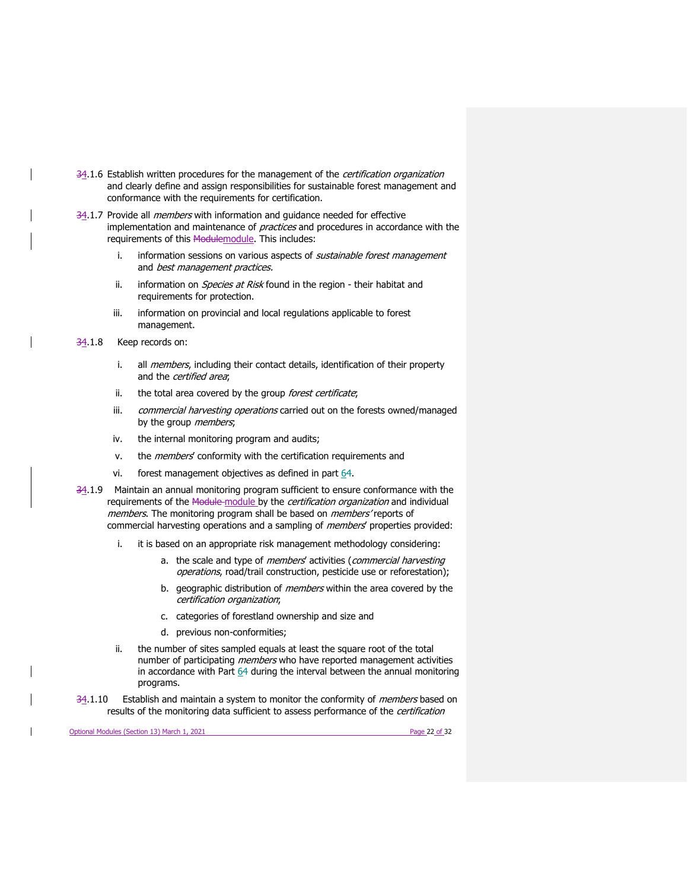~~3~~4.1.6 Establish written procedures for the management of the *certification organization* and clearly define and assign responsibilities for sustainable forest management and conformance with the requirements for certification.

~~3~~4.1.7 Provide all *members* with information and guidance needed for effective implementation and maintenance of *practices* and procedures in accordance with the requirements of this ~~Module~~module. This includes:

i. information sessions on various aspects of *sustainable forest management* and *best management practices.*

ii. information on *Species at Risk* found in the region - their habitat and requirements for protection.

iii. information on provincial and local regulations applicable to forest management.

~~3~~4.1.8 Keep records on:

i. all *members*, including their contact details, identification of their property and the *certified area*;

ii. the total area covered by the group *forest certificate*;

iii. *commercial harvesting operations* carried out on the forests owned/managed by the group *members*;

iv. the internal monitoring program and audits;

v. the *members*' conformity with the certification requirements and

vi. forest management objectives as defined in part 6~~4~~.

~~3~~4.1.9 Maintain an annual monitoring program sufficient to ensure conformance with the requirements of the ~~Module~~ module by the *certification organization* and individual *members*. The monitoring program shall be based on *members'* reports of commercial harvesting operations and a sampling of *members*' properties provided:

i. it is based on an appropriate risk management methodology considering:

   a. the scale and type of *members*' activities (*commercial harvesting operations*, road/trail construction, pesticide use or reforestation);

   b. geographic distribution of *members* within the area covered by the *certification organization*;

   c. categories of forestland ownership and size and

   d. previous non-conformities;

ii. the number of sites sampled equals at least the square root of the total number of participating *members* who have reported management activities in accordance with Part 6~~4~~ during the interval between the annual monitoring programs.

~~3~~4.1.10 Establish and maintain a system to monitor the conformity of *members* based on results of the monitoring data sufficient to assess performance of the *certification*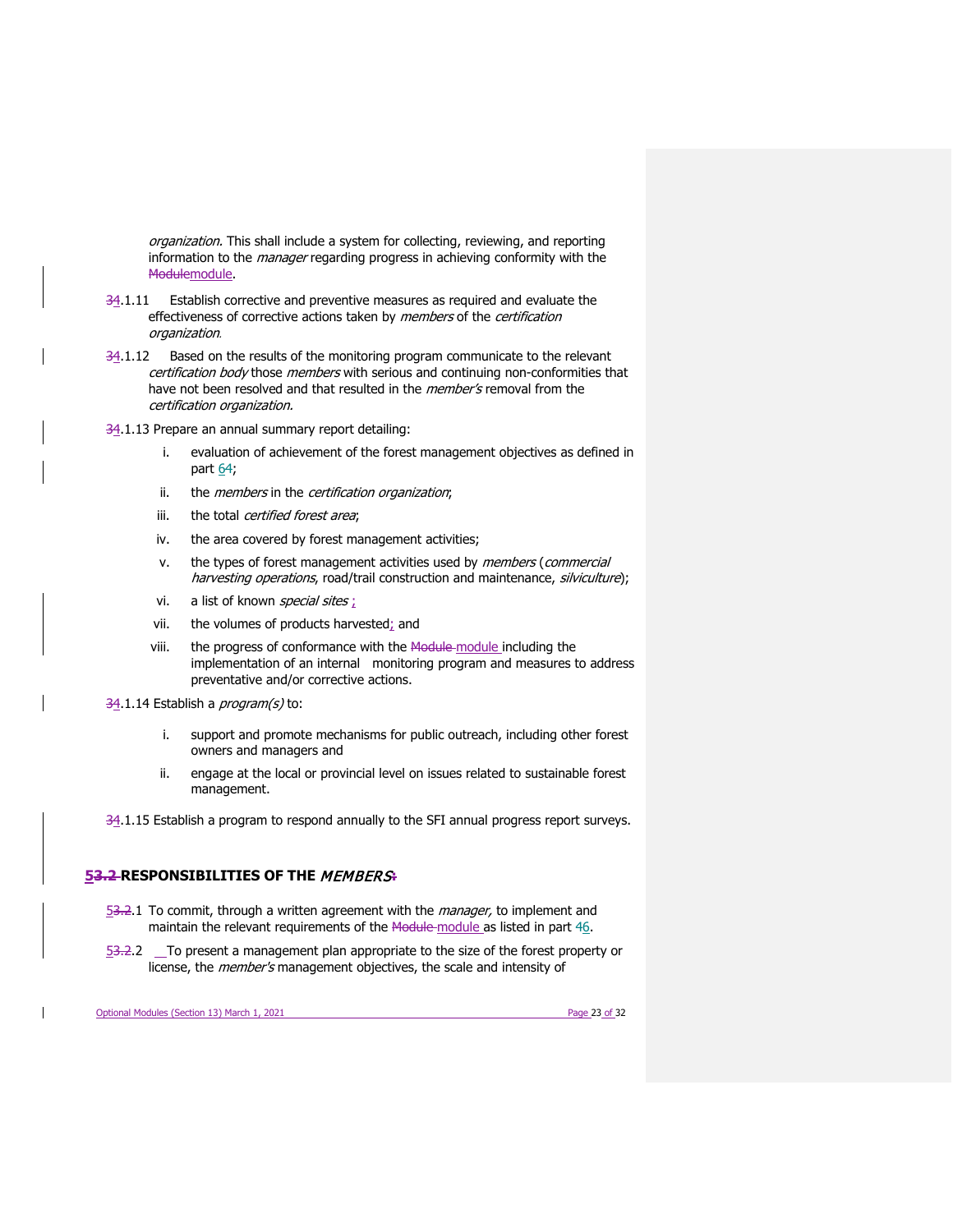*organization.* This shall include a system for collecting, reviewing, and reporting information to the *manager* regarding progress in achieving conformity with the ~~Module~~module.

~~3~~4.1.11 Establish corrective and preventive measures as required and evaluate the effectiveness of corrective actions taken by *members* of the *certification organization*.

~~3~~4.1.12 Based on the results of the monitoring program communicate to the relevant *certification body* those *members* with serious and continuing non-conformities that have not been resolved and that resulted in the *member's* removal from the *certification organization.*

~~3~~4.1.13 Prepare an annual summary report detailing:

i. evaluation of achievement of the forest management objectives as defined in part 6~~4~~;

ii. the *members* in the *certification organization*;

iii. the total *certified forest area*;

iv. the area covered by forest management activities;

v. the types of forest management activities used by *members* (*commercial harvesting operations*, road/trail construction and maintenance, *silviculture*);

vi. a list of known *special sites* ;

vii. the volumes of products harvested; and

viii. the progress of conformance with the ~~Module~~ module including the implementation of an internal monitoring program and measures to address preventative and/or corrective actions.

~~3~~4.1.14 Establish a *program(s)* to:

i. support and promote mechanisms for public outreach, including other forest owners and managers and

ii. engage at the local or provincial level on issues related to sustainable forest management.

~~3~~4.1.15 Establish a program to respond annually to the SFI annual progress report surveys.

## 5~~3.2~~ RESPONSIBILITIES OF THE *MEMBERS*~~:~~

5~~3.2~~.1 To commit, through a written agreement with the *manager,* to implement and maintain the relevant requirements of the ~~Module~~ module as listed in part ~~4~~6.

5~~3.2~~.2 To present a management plan appropriate to the size of the forest property or license, the *member's* management objectives, the scale and intensity of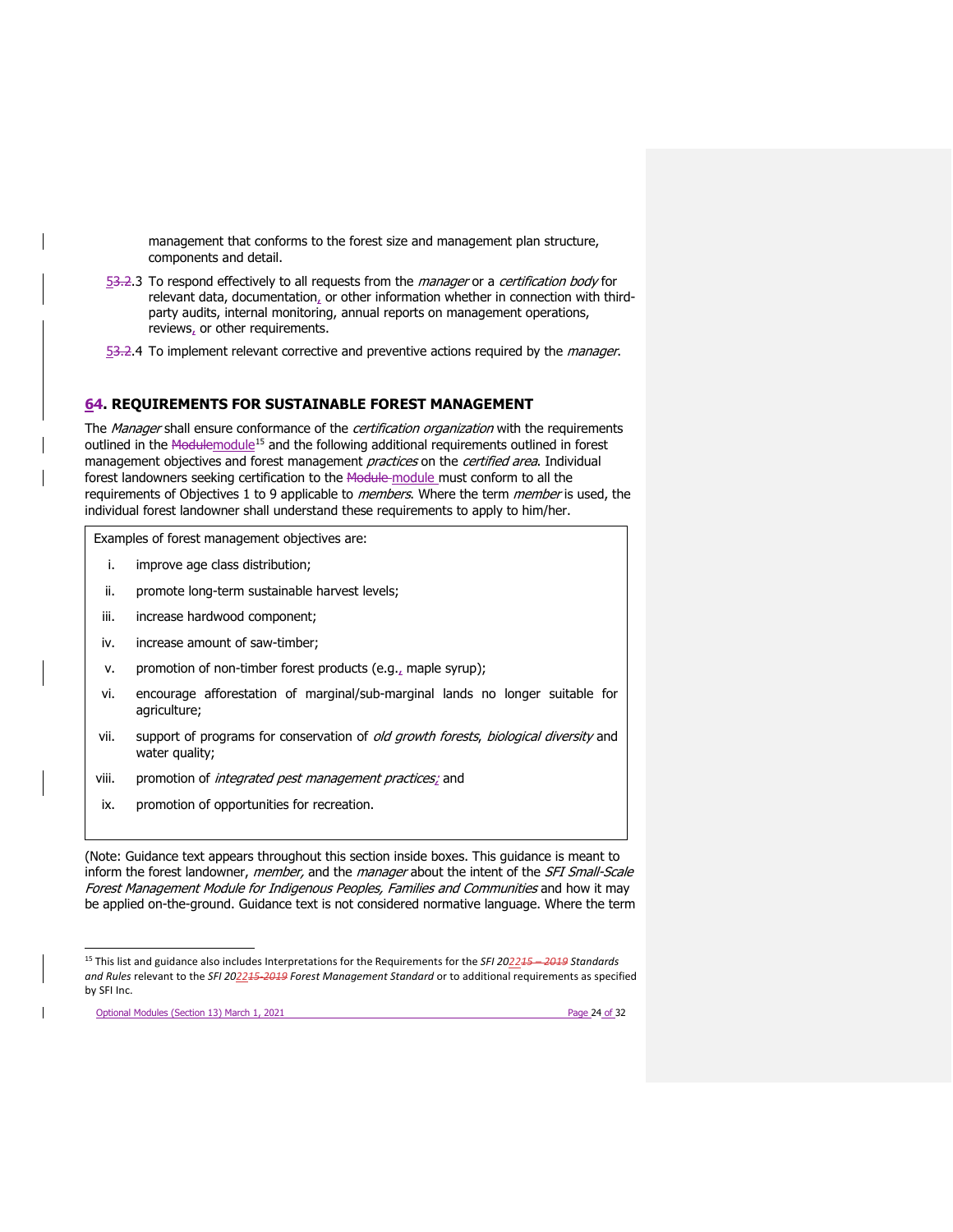management that conforms to the forest size and management plan structure, components and detail.

5.3 To respond effectively to all requests from the *manager* or a *certification body* for relevant data, documentation, or other information whether in connection with third-party audits, internal monitoring, annual reports on management operations, reviews, or other requirements.

5.4 To implement relevant corrective and preventive actions required by the *manager*.

## 6. REQUIREMENTS FOR SUSTAINABLE FOREST MANAGEMENT

The *Manager* shall ensure conformance of the *certification organization* with the requirements outlined in the module[15] and the following additional requirements outlined in forest management objectives and forest management *practices* on the *certified area*. Individual forest landowners seeking certification to the module must conform to all the requirements of Objectives 1 to 9 applicable to *members*. Where the term *member* is used, the individual forest landowner shall understand these requirements to apply to him/her.

> Examples of forest management objectives are:
>
> i. improve age class distribution;
> ii. promote long-term sustainable harvest levels;
> iii. increase hardwood component;
> iv. increase amount of saw-timber;
> v. promotion of non-timber forest products (e.g., maple syrup);
> vi. encourage afforestation of marginal/sub-marginal lands no longer suitable for agriculture;
> vii. support of programs for conservation of *old growth forests*, *biological diversity* and water quality;
> viii. promotion of *integrated pest management practices*; and
> ix. promotion of opportunities for recreation.

(Note: Guidance text appears throughout this section inside boxes. This guidance is meant to inform the forest landowner, *member,* and the *manager* about the intent of the *SFI Small-Scale Forest Management Module for Indigenous Peoples, Families and Communities* and how it may be applied on-the-ground. Guidance text is not considered normative language. Where the term

---

[15] This list and guidance also includes Interpretations for the Requirements for the *SFI 2022 Standards and Rules* relevant to the *SFI 2022 Forest Management Standard* or to additional requirements as specified by SFI Inc.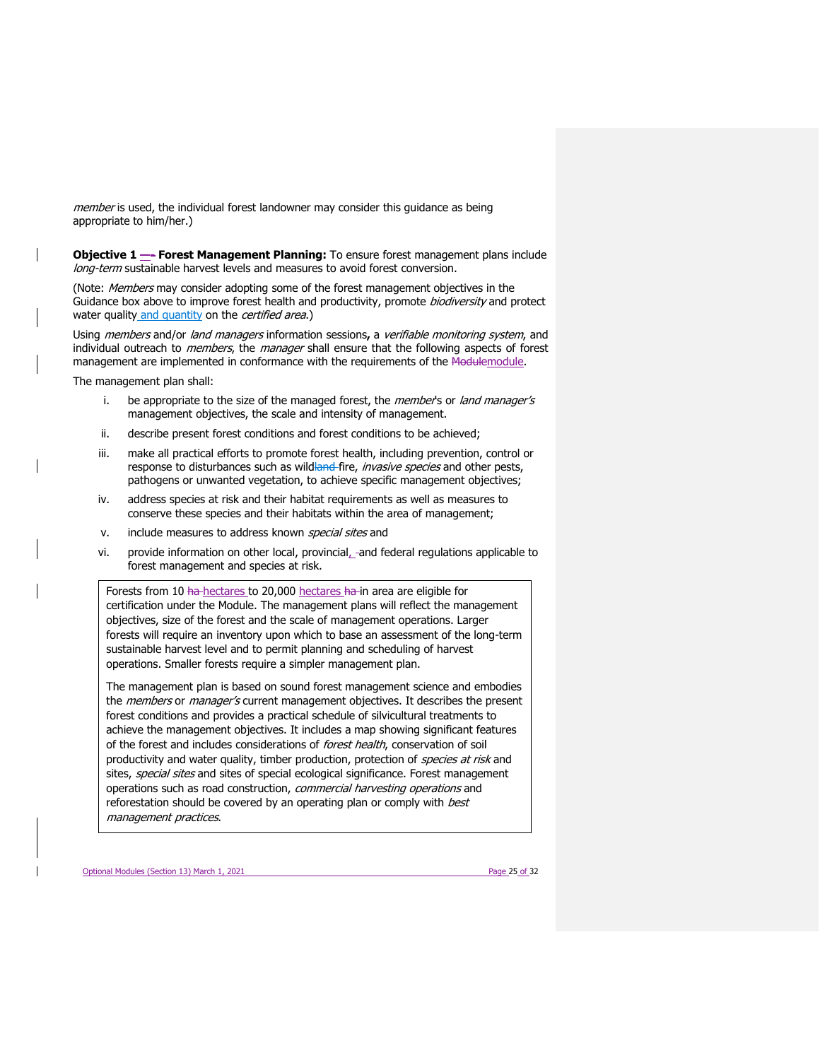*member* is used, the individual forest landowner may consider this guidance as being appropriate to him/her.)

**Objective 1 – Forest Management Planning:** To ensure forest management plans include *long-term* sustainable harvest levels and measures to avoid forest conversion.

(Note: *Members* may consider adopting some of the forest management objectives in the Guidance box above to improve forest health and productivity, promote *biodiversity* and protect water quality and quantity on the *certified area*.)

Using *members* and/or *land managers* information sessions**,** a *verifiable monitoring system*, and individual outreach to *members*, the *manager* shall ensure that the following aspects of forest management are implemented in conformance with the requirements of the module.

The management plan shall:

i. be appropriate to the size of the managed forest, the *member*'s or *land manager's* management objectives, the scale and intensity of management.
ii. describe present forest conditions and forest conditions to be achieved;
iii. make all practical efforts to promote forest health, including prevention, control or response to disturbances such as wildfire, *invasive species* and other pests, pathogens or unwanted vegetation, to achieve specific management objectives;
iv. address species at risk and their habitat requirements as well as measures to conserve these species and their habitats within the area of management;
v. include measures to address known *special sites* and
vi. provide information on other local, provincial, and federal regulations applicable to forest management and species at risk.

> Forests from 10 hectares to 20,000 hectares in area are eligible for certification under the Module. The management plans will reflect the management objectives, size of the forest and the scale of management operations. Larger forests will require an inventory upon which to base an assessment of the long-term sustainable harvest level and to permit planning and scheduling of harvest operations. Smaller forests require a simpler management plan.
>
> The management plan is based on sound forest management science and embodies the *members* or *manager's* current management objectives. It describes the present forest conditions and provides a practical schedule of silvicultural treatments to achieve the management objectives. It includes a map showing significant features of the forest and includes considerations of *forest health*, conservation of soil productivity and water quality, timber production, protection of *species at risk* and sites, *special sites* and sites of special ecological significance. Forest management operations such as road construction, *commercial harvesting operations* and reforestation should be covered by an operating plan or comply with *best management practices*.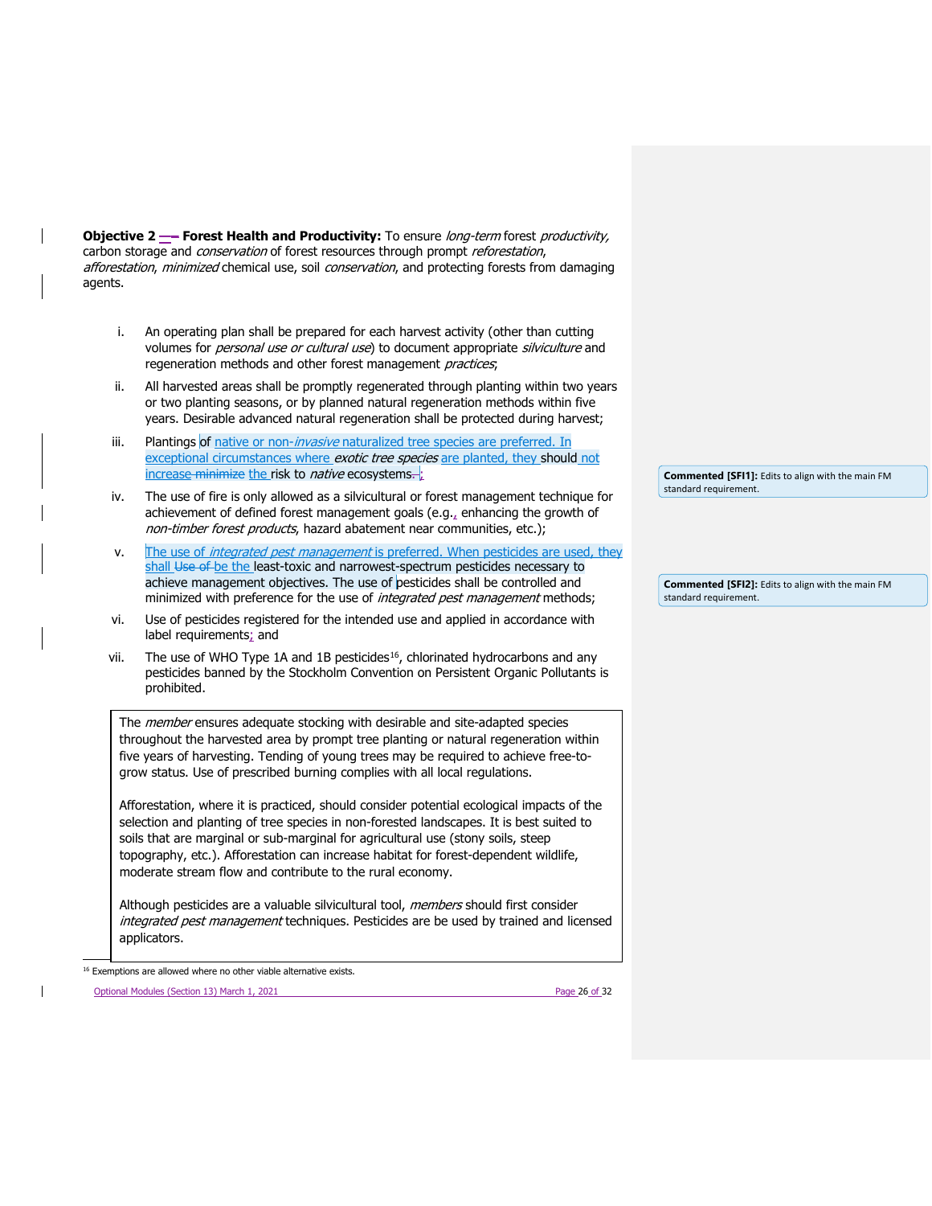**Objective 2 — Forest Health and Productivity:** To ensure *long-term* forest *productivity,* carbon storage and *conservation* of forest resources through prompt *reforestation*, *afforestation*, *minimized* chemical use, soil *conservation*, and protecting forests from damaging agents.

i. An operating plan shall be prepared for each harvest activity (other than cutting volumes for *personal use or cultural use*) to document appropriate *silviculture* and regeneration methods and other forest management *practices*;

ii. All harvested areas shall be promptly regenerated through planting within two years or two planting seasons, or by planned natural regeneration methods within five years. Desirable advanced natural regeneration shall be protected during harvest;

iii. Plantings of native or non-*invasive* naturalized tree species are preferred. In exceptional circumstances where *exotic tree species* are planted, they should not increase ~~minimize~~ the risk to *native* ecosystems~~.~~;

iv. The use of fire is only allowed as a silvicultural or forest management technique for achievement of defined forest management goals (e.g., enhancing the growth of *non-timber forest products*, hazard abatement near communities, etc.);

v. The use of *integrated pest management* is preferred. When pesticides are used, they shall ~~Use of~~ be the least-toxic and narrowest-spectrum pesticides necessary to achieve management objectives. The use of pesticides shall be controlled and minimized with preference for the use of *integrated pest management* methods;

vi. Use of pesticides registered for the intended use and applied in accordance with label requirements; and

vii. The use of WHO Type 1A and 1B pesticides[16], chlorinated hydrocarbons and any pesticides banned by the Stockholm Convention on Persistent Organic Pollutants is prohibited.

> **Commented [SFI1]:** Edits to align with the main FM standard requirement.
>
> **Commented [SFI2]:** Edits to align with the main FM standard requirement.

The *member* ensures adequate stocking with desirable and site-adapted species throughout the harvested area by prompt tree planting or natural regeneration within five years of harvesting. Tending of young trees may be required to achieve free-to-grow status. Use of prescribed burning complies with all local regulations.

Afforestation, where it is practiced, should consider potential ecological impacts of the selection and planting of tree species in non-forested landscapes. It is best suited to soils that are marginal or sub-marginal for agricultural use (stony soils, steep topography, etc.). Afforestation can increase habitat for forest-dependent wildlife, moderate stream flow and contribute to the rural economy.

Although pesticides are a valuable silvicultural tool, *members* should first consider *integrated pest management* techniques. Pesticides are be used by trained and licensed applicators.

[16] Exemptions are allowed where no other viable alternative exists.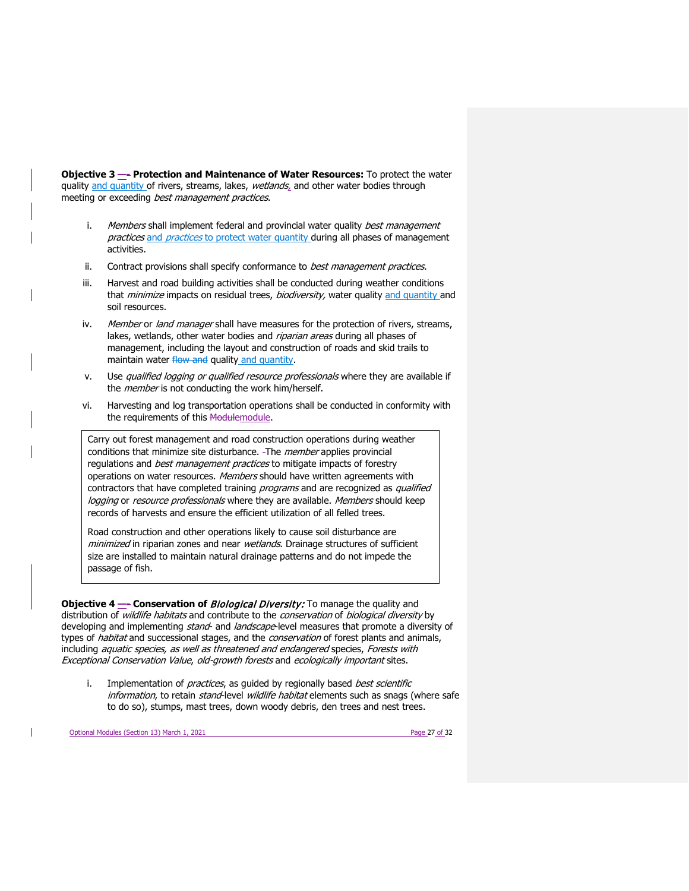**Objective 3 – Protection and Maintenance of Water Resources:** To protect the water quality and quantity of rivers, streams, lakes, *wetlands*, and other water bodies through meeting or exceeding *best management practices*.

i. *Members* shall implement federal and provincial water quality *best management practices* and *practices* to protect water quantity during all phases of management activities.

ii. Contract provisions shall specify conformance to *best management practices*.

iii. Harvest and road building activities shall be conducted during weather conditions that *minimize* impacts on residual trees, *biodiversity,* water quality and quantity and soil resources.

iv. *Member* or *land manager* shall have measures for the protection of rivers, streams, lakes, wetlands, other water bodies and *riparian areas* during all phases of management, including the layout and construction of roads and skid trails to maintain water quality and quantity.

v. Use *qualified logging or qualified resource professionals* where they are available if the *member* is not conducting the work him/herself.

vi. Harvesting and log transportation operations shall be conducted in conformity with the requirements of this module.

> Carry out forest management and road construction operations during weather conditions that minimize site disturbance. The *member* applies provincial regulations and *best management practices* to mitigate impacts of forestry operations on water resources. *Members* should have written agreements with contractors that have completed training *programs* and are recognized as *qualified logging* or *resource professionals* where they are available. *Members* should keep records of harvests and ensure the efficient utilization of all felled trees.
>
> Road construction and other operations likely to cause soil disturbance are *minimized* in riparian zones and near *wetlands*. Drainage structures of sufficient size are installed to maintain natural drainage patterns and do not impede the passage of fish.

**Objective 4 – Conservation of *Biological Diversity:*** To manage the quality and distribution of *wildlife habitats* and contribute to the *conservation* of *biological diversity* by developing and implementing *stand-* and *landscape*-level measures that promote a diversity of types of *habitat* and successional stages, and the *conservation* of forest plants and animals, including *aquatic species, as well as threatened and endangered* species, *Forests with Exceptional Conservation Value*, *old-growth forests* and *ecologically important* sites.

i. Implementation of *practices*, as guided by regionally based *best scientific information*, to retain *stand*-level *wildlife habitat* elements such as snags (where safe to do so), stumps, mast trees, down woody debris, den trees and nest trees.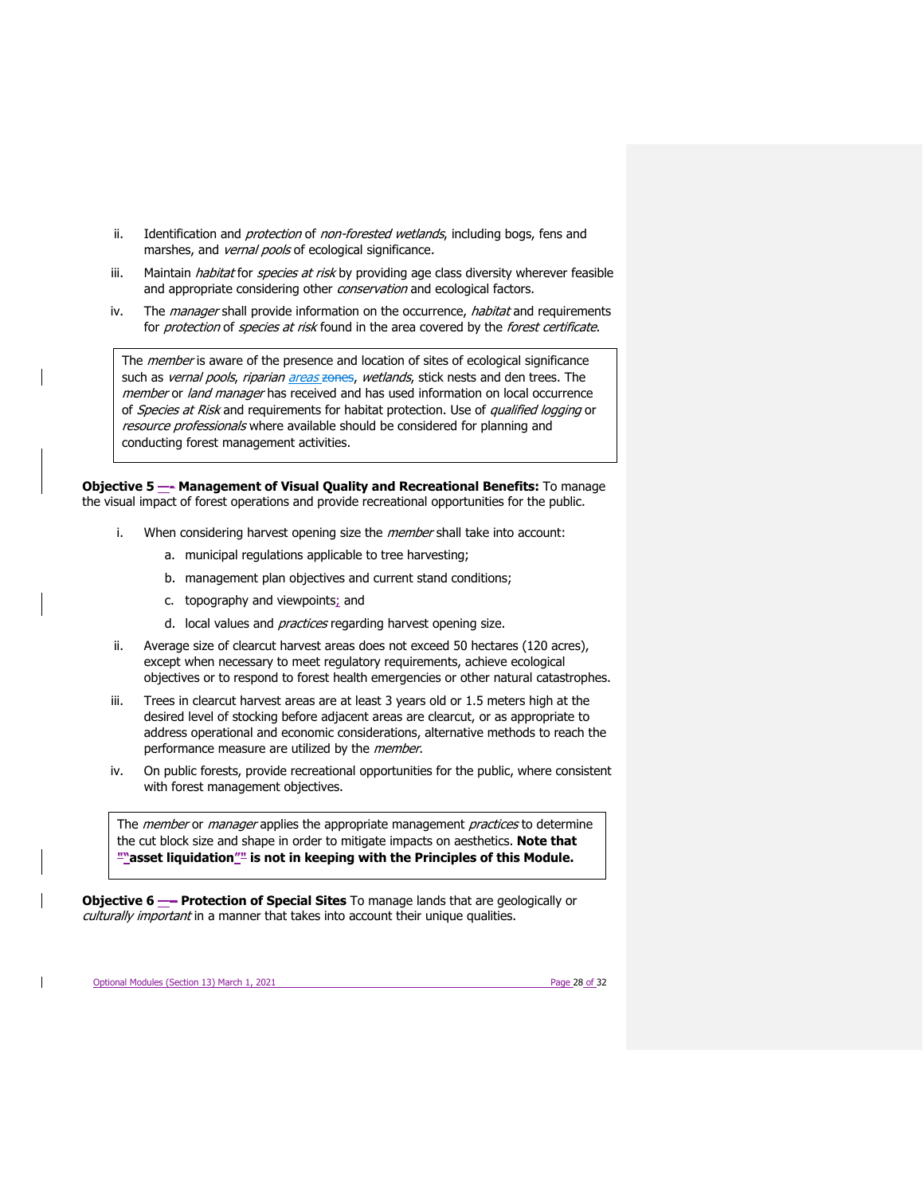ii. Identification and *protection* of *non-forested wetlands*, including bogs, fens and marshes, and *vernal pools* of ecological significance.

iii. Maintain *habitat* for *species at risk* by providing age class diversity wherever feasible and appropriate considering other *conservation* and ecological factors.

iv. The *manager* shall provide information on the occurrence, *habitat* and requirements for *protection* of *species at risk* found in the area covered by the *forest certificate*.

> The *member* is aware of the presence and location of sites of ecological significance such as *vernal pools*, *riparian areas*, *wetlands*, stick nests and den trees. The *member* or *land manager* has received and has used information on local occurrence of *Species at Risk* and requirements for habitat protection. Use of *qualified logging* or *resource professionals* where available should be considered for planning and conducting forest management activities.

**Objective 5 — Management of Visual Quality and Recreational Benefits:** To manage the visual impact of forest operations and provide recreational opportunities for the public.

i. When considering harvest opening size the *member* shall take into account:

   a. municipal regulations applicable to tree harvesting;

   b. management plan objectives and current stand conditions;

   c. topography and viewpoints; and

   d. local values and *practices* regarding harvest opening size.

ii. Average size of clearcut harvest areas does not exceed 50 hectares (120 acres), except when necessary to meet regulatory requirements, achieve ecological objectives or to respond to forest health emergencies or other natural catastrophes.

iii. Trees in clearcut harvest areas are at least 3 years old or 1.5 meters high at the desired level of stocking before adjacent areas are clearcut, or as appropriate to address operational and economic considerations, alternative methods to reach the performance measure are utilized by the *member*.

iv. On public forests, provide recreational opportunities for the public, where consistent with forest management objectives.

> The *member* or *manager* applies the appropriate management *practices* to determine the cut block size and shape in order to mitigate impacts on aesthetics. **Note that "asset liquidation" is not in keeping with the Principles of this Module.**

**Objective 6 — Protection of Special Sites** To manage lands that are geologically or *culturally important* in a manner that takes into account their unique qualities.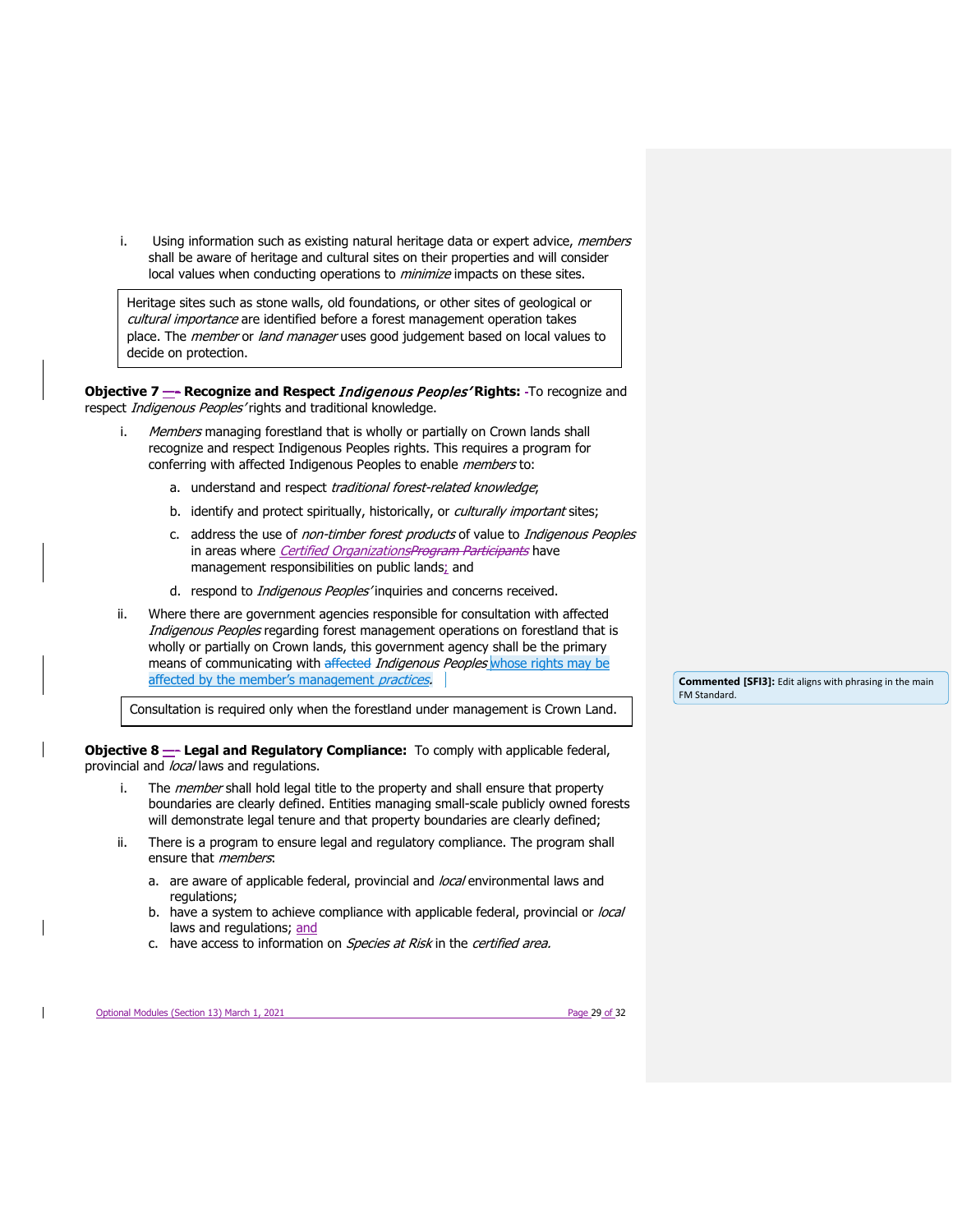i. Using information such as existing natural heritage data or expert advice, *members* shall be aware of heritage and cultural sites on their properties and will consider local values when conducting operations to *minimize* impacts on these sites.

> Heritage sites such as stone walls, old foundations, or other sites of geological or *cultural importance* are identified before a forest management operation takes place. The *member* or *land manager* uses good judgement based on local values to decide on protection.

**Objective 7 — Recognize and Respect *Indigenous Peoples'* Rights:** To recognize and respect *Indigenous Peoples'* rights and traditional knowledge.

i. *Members* managing forestland that is wholly or partially on Crown lands shall recognize and respect Indigenous Peoples rights. This requires a program for conferring with affected Indigenous Peoples to enable *members* to:

   a. understand and respect *traditional forest-related knowledge*;

   b. identify and protect spiritually, historically, or *culturally important* sites;

   c. address the use of *non-timber forest products* of value to *Indigenous Peoples* in areas where *Certified Organizations* ~~*Program Participants*~~ have management responsibilities on public lands; and

   d. respond to *Indigenous Peoples'* inquiries and concerns received.

ii. Where there are government agencies responsible for consultation with affected *Indigenous Peoples* regarding forest management operations on forestland that is wholly or partially on Crown lands, this government agency shall be the primary means of communicating with ~~affected~~ *Indigenous Peoples* whose rights may be affected by the member's management *practices*.

> Consultation is required only when the forestland under management is Crown Land.

**Commented [SFI3]:** Edit aligns with phrasing in the main FM Standard.

**Objective 8 — Legal and Regulatory Compliance:** To comply with applicable federal, provincial and *local* laws and regulations.

i. The *member* shall hold legal title to the property and shall ensure that property boundaries are clearly defined. Entities managing small-scale publicly owned forests will demonstrate legal tenure and that property boundaries are clearly defined;

ii. There is a program to ensure legal and regulatory compliance. The program shall ensure that *members*:

   a. are aware of applicable federal, provincial and *local* environmental laws and regulations;
   b. have a system to achieve compliance with applicable federal, provincial or *local* laws and regulations; and
   c. have access to information on *Species at Risk* in the *certified area.*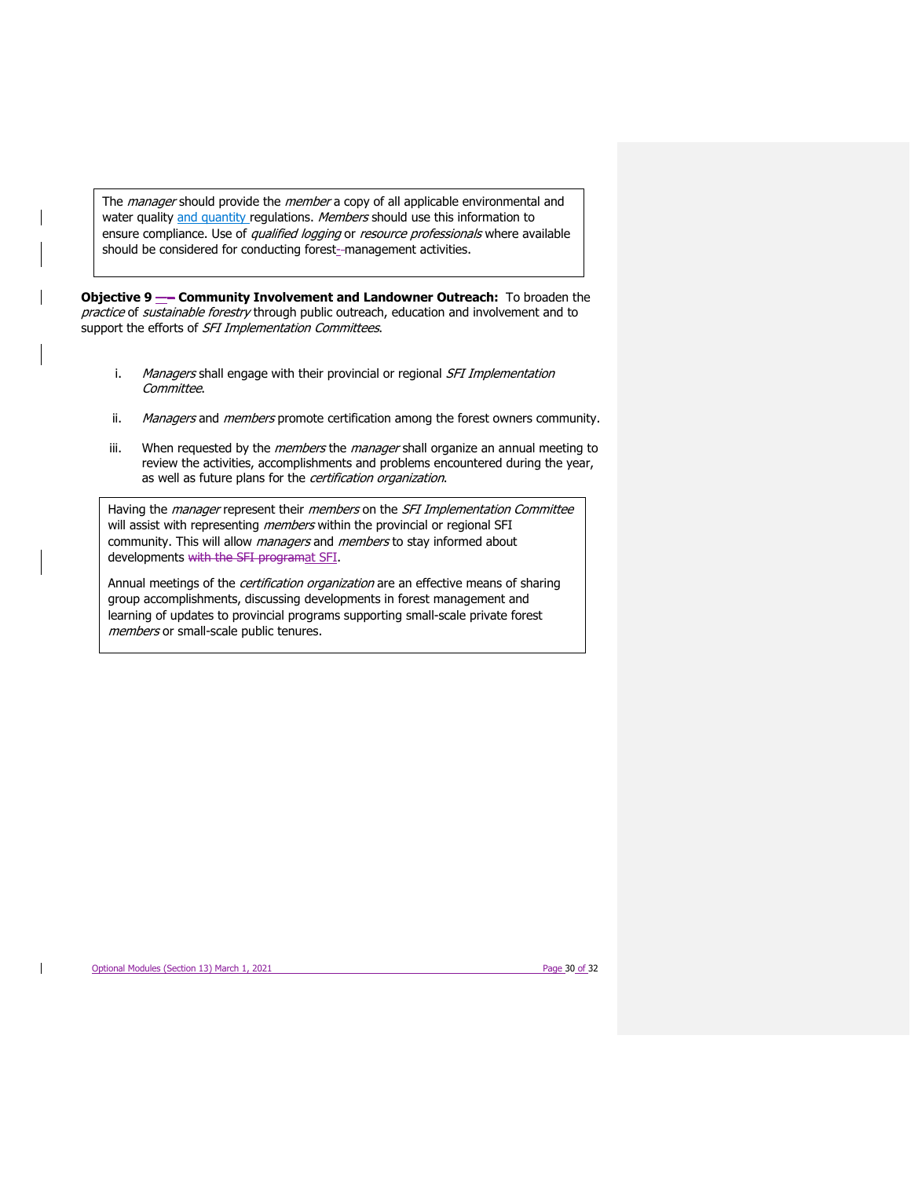The *manager* should provide the *member* a copy of all applicable environmental and water quality and quantity regulations. *Members* should use this information to ensure compliance. Use of *qualified logging* or *resource professionals* where available should be considered for conducting forest management activities.

**Objective 9 – Community Involvement and Landowner Outreach:** To broaden the *practice* of *sustainable forestry* through public outreach, education and involvement and to support the efforts of *SFI Implementation Committees*.

i. *Managers* shall engage with their provincial or regional *SFI Implementation Committee*.

ii. *Managers* and *members* promote certification among the forest owners community.

iii. When requested by the *members* the *manager* shall organize an annual meeting to review the activities, accomplishments and problems encountered during the year, as well as future plans for the *certification organization*.

Having the *manager* represent their *members* on the *SFI Implementation Committee* will assist with representing *members* within the provincial or regional SFI community. This will allow *managers* and *members* to stay informed about developments at SFI.

Annual meetings of the *certification organization* are an effective means of sharing group accomplishments, discussing developments in forest management and learning of updates to provincial programs supporting small-scale private forest *members* or small-scale public tenures.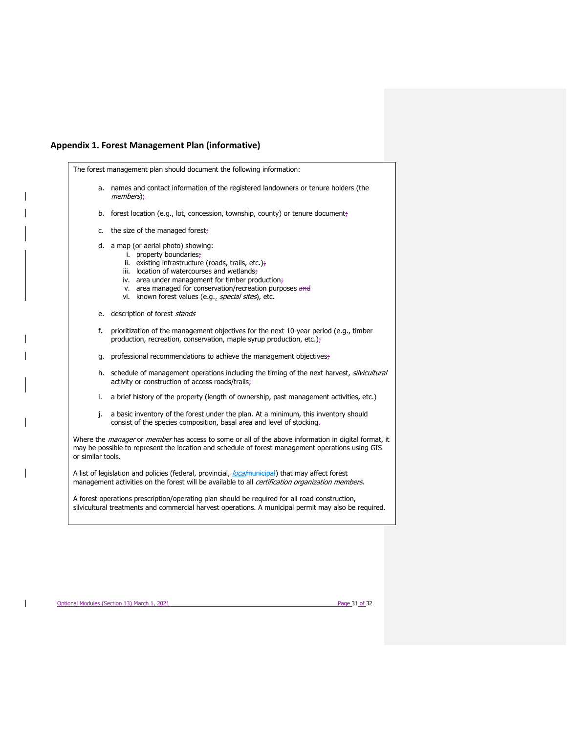## Appendix 1. Forest Management Plan (informative)

The forest management plan should document the following information:

a. names and contact information of the registered landowners or tenure holders (the *members*);

b. forest location (e.g., lot, concession, township, county) or tenure document;

c. the size of the managed forest;

d. a map (or aerial photo) showing:
   i. property boundaries;
   ii. existing infrastructure (roads, trails, etc.);
   iii. location of watercourses and wetlands;
   iv. area under management for timber production;
   v. area managed for conservation/recreation purposes and
   vi. known forest values (e.g., *special sites*), etc.

e. description of forest *stands*

f. prioritization of the management objectives for the next 10-year period (e.g., timber production, recreation, conservation, maple syrup production, etc.);

g. professional recommendations to achieve the management objectives;

h. schedule of management operations including the timing of the next harvest, *silvicultural* activity or construction of access roads/trails;

i. a brief history of the property (length of ownership, past management activities, etc.)

j. a basic inventory of the forest under the plan. At a minimum, this inventory should consist of the species composition, basal area and level of stocking.

Where the *manager* or *member* has access to some or all of the above information in digital format, it may be possible to represent the location and schedule of forest management operations using GIS or similar tools.

A list of legislation and policies (federal, provincial, *local*municipal) that may affect forest management activities on the forest will be available to all *certification organization members*.

A forest operations prescription/operating plan should be required for all road construction, silvicultural treatments and commercial harvest operations. A municipal permit may also be required.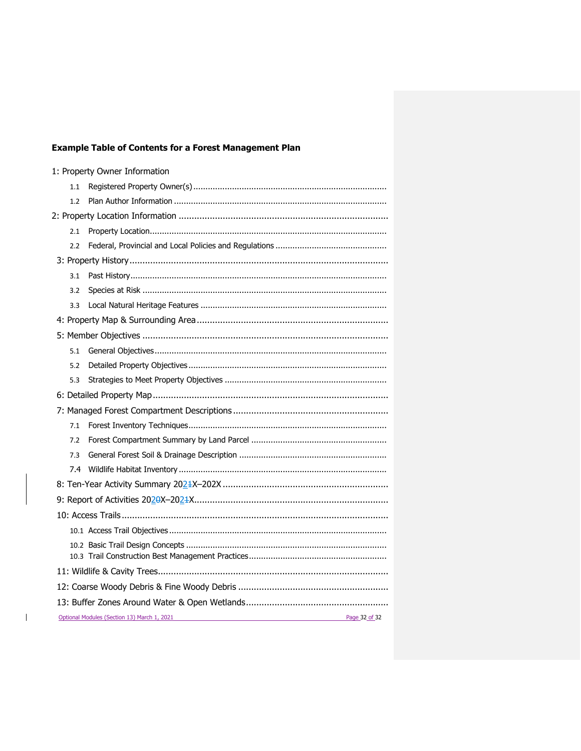**Example Table of Contents for a Forest Management Plan**

1: Property Owner Information

- 1.1 Registered Property Owner(s)
- 1.2 Plan Author Information

2: Property Location Information

- 2.1 Property Location
- 2.2 Federal, Provincial and Local Policies and Regulations

3: Property History

- 3.1 Past History
- 3.2 Species at Risk
- 3.3 Local Natural Heritage Features

4: Property Map & Surrounding Area

5: Member Objectives

- 5.1 General Objectives
- 5.2 Detailed Property Objectives
- 5.3 Strategies to Meet Property Objectives

6: Detailed Property Map

7: Managed Forest Compartment Descriptions

- 7.1 Forest Inventory Techniques
- 7.2 Forest Compartment Summary by Land Parcel
- 7.3 General Forest Soil & Drainage Description
- 7.4 Wildlife Habitat Inventory

8: Ten-Year Activity Summary 202X–202X

9: Report of Activities 202X–202X

10: Access Trails

- 10.1 Access Trail Objectives
- 10.2 Basic Trail Design Concepts
- 10.3 Trail Construction Best Management Practices

11: Wildlife & Cavity Trees

12: Coarse Woody Debris & Fine Woody Debris

13: Buffer Zones Around Water & Open Wetlands